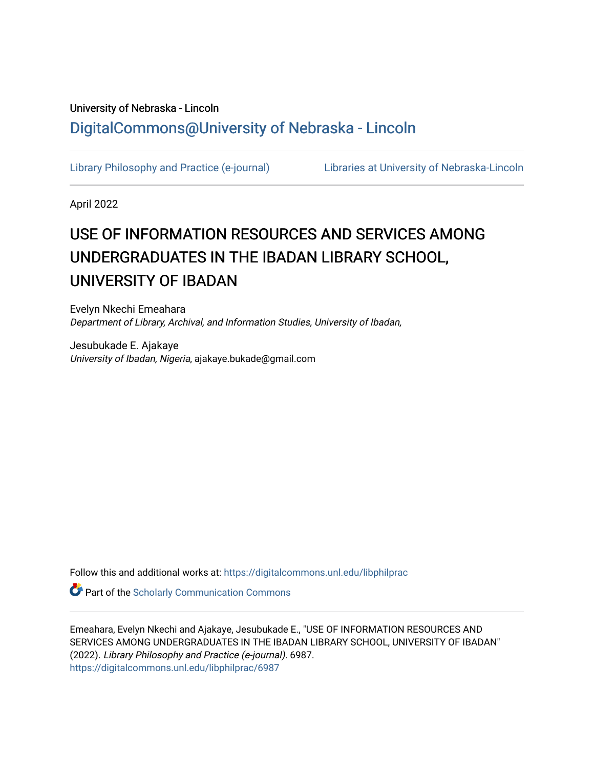University of Nebraska - Lincoln

DigitalCommons@University of Nebraska - Lincoln

Library Philosophy and Practice (e-journal)

Libraries at University of Nebraska-Lincoln

April 2022

# USE OF INFORMATION RESOURCES AND SERVICES AMONG UNDERGRADUATES IN THE IBADAN LIBRARY SCHOOL, UNIVERSITY OF IBADAN

Evelyn Nkechi Emeahara
*Department of Library, Archival, and Information Studies, University of Ibadan,*

Jesubukade E. Ajakaye
*University of Ibadan, Nigeria*, ajakaye.bukade@gmail.com

Follow this and additional works at: https://digitalcommons.unl.edu/libphilprac

Part of the Scholarly Communication Commons

Emeahara, Evelyn Nkechi and Ajakaye, Jesubukade E., "USE OF INFORMATION RESOURCES AND SERVICES AMONG UNDERGRADUATES IN THE IBADAN LIBRARY SCHOOL, UNIVERSITY OF IBADAN" (2022). *Library Philosophy and Practice (e-journal)*. 6987.
https://digitalcommons.unl.edu/libphilprac/6987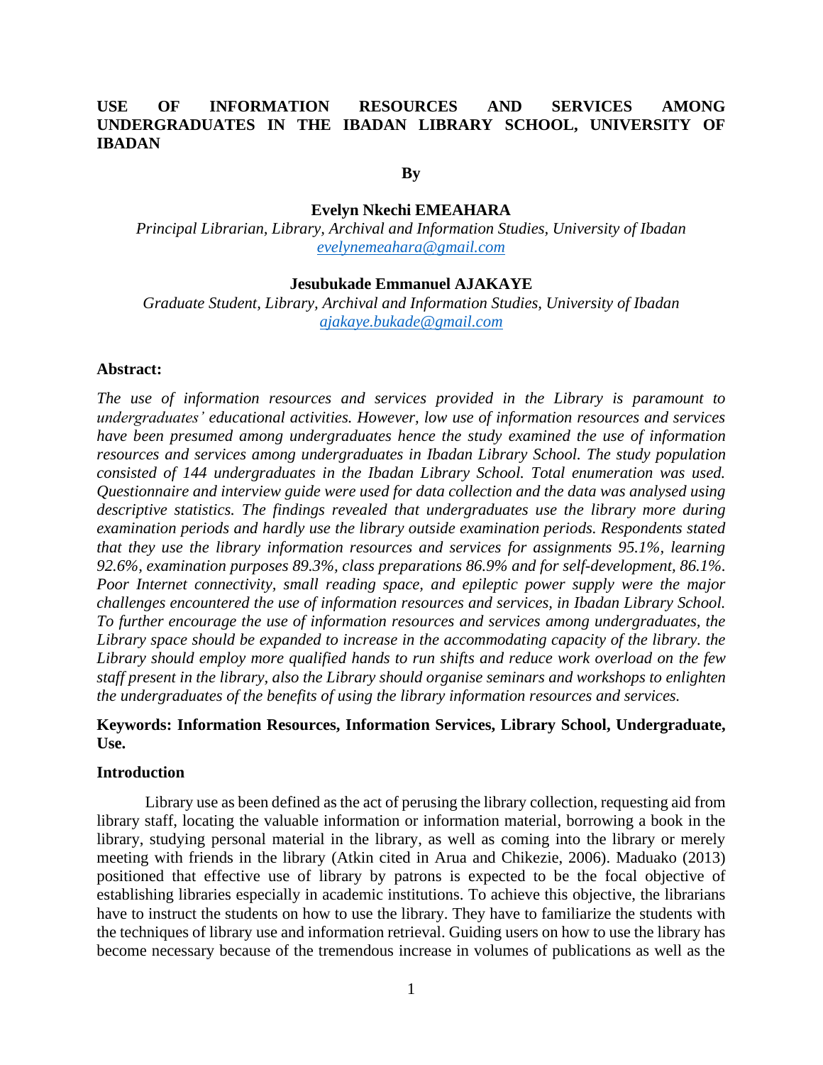**USE OF INFORMATION RESOURCES AND SERVICES AMONG UNDERGRADUATES IN THE IBADAN LIBRARY SCHOOL, UNIVERSITY OF IBADAN**

**By**

**Evelyn Nkechi EMEAHARA**

*Principal Librarian, Library, Archival and Information Studies, University of Ibadan*
evelynemeahara@gmail.com

**Jesubukade Emmanuel AJAKAYE**

*Graduate Student, Library, Archival and Information Studies, University of Ibadan*
ajakaye.bukade@gmail.com

**Abstract:**

*The use of information resources and services provided in the Library is paramount to undergraduates' educational activities. However, low use of information resources and services have been presumed among undergraduates hence the study examined the use of information resources and services among undergraduates in Ibadan Library School. The study population consisted of 144 undergraduates in the Ibadan Library School. Total enumeration was used. Questionnaire and interview guide were used for data collection and the data was analysed using descriptive statistics. The findings revealed that undergraduates use the library more during examination periods and hardly use the library outside examination periods. Respondents stated that they use the library information resources and services for assignments 95.1%, learning 92.6%, examination purposes 89.3%, class preparations 86.9% and for self-development, 86.1%. Poor Internet connectivity, small reading space, and epileptic power supply were the major challenges encountered the use of information resources and services, in Ibadan Library School. To further encourage the use of information resources and services among undergraduates, the Library space should be expanded to increase in the accommodating capacity of the library. the Library should employ more qualified hands to run shifts and reduce work overload on the few staff present in the library, also the Library should organise seminars and workshops to enlighten the undergraduates of the benefits of using the library information resources and services.*

**Keywords: Information Resources, Information Services, Library School, Undergraduate, Use.**

## Introduction

Library use as been defined as the act of perusing the library collection, requesting aid from library staff, locating the valuable information or information material, borrowing a book in the library, studying personal material in the library, as well as coming into the library or merely meeting with friends in the library (Atkin cited in Arua and Chikezie, 2006). Maduako (2013) positioned that effective use of library by patrons is expected to be the focal objective of establishing libraries especially in academic institutions. To achieve this objective, the librarians have to instruct the students on how to use the library. They have to familiarize the students with the techniques of library use and information retrieval. Guiding users on how to use the library has become necessary because of the tremendous increase in volumes of publications as well as the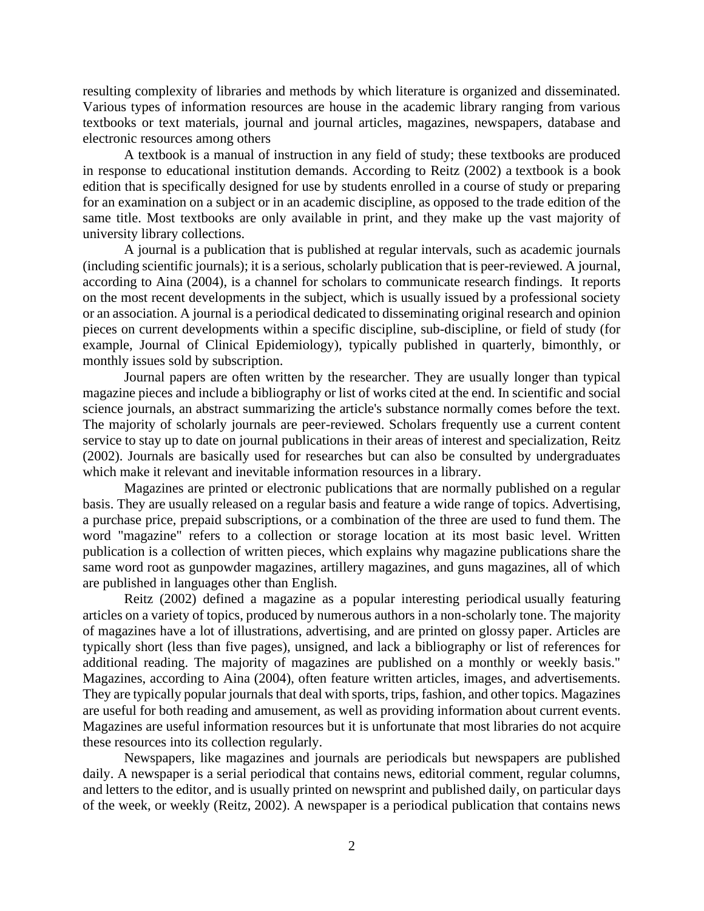resulting complexity of libraries and methods by which literature is organized and disseminated. Various types of information resources are house in the academic library ranging from various textbooks or text materials, journal and journal articles, magazines, newspapers, database and electronic resources among others

A textbook is a manual of instruction in any field of study; these textbooks are produced in response to educational institution demands. According to Reitz (2002) a textbook is a book edition that is specifically designed for use by students enrolled in a course of study or preparing for an examination on a subject or in an academic discipline, as opposed to the trade edition of the same title. Most textbooks are only available in print, and they make up the vast majority of university library collections.

A journal is a publication that is published at regular intervals, such as academic journals (including scientific journals); it is a serious, scholarly publication that is peer-reviewed. A journal, according to Aina (2004), is a channel for scholars to communicate research findings. It reports on the most recent developments in the subject, which is usually issued by a professional society or an association. A journal is a periodical dedicated to disseminating original research and opinion pieces on current developments within a specific discipline, sub-discipline, or field of study (for example, Journal of Clinical Epidemiology), typically published in quarterly, bimonthly, or monthly issues sold by subscription.

Journal papers are often written by the researcher. They are usually longer than typical magazine pieces and include a bibliography or list of works cited at the end. In scientific and social science journals, an abstract summarizing the article's substance normally comes before the text. The majority of scholarly journals are peer-reviewed. Scholars frequently use a current content service to stay up to date on journal publications in their areas of interest and specialization, Reitz (2002). Journals are basically used for researches but can also be consulted by undergraduates which make it relevant and inevitable information resources in a library.

Magazines are printed or electronic publications that are normally published on a regular basis. They are usually released on a regular basis and feature a wide range of topics. Advertising, a purchase price, prepaid subscriptions, or a combination of the three are used to fund them. The word "magazine" refers to a collection or storage location at its most basic level. Written publication is a collection of written pieces, which explains why magazine publications share the same word root as gunpowder magazines, artillery magazines, and guns magazines, all of which are published in languages other than English.

Reitz (2002) defined a magazine as a popular interesting periodical usually featuring articles on a variety of topics, produced by numerous authors in a non-scholarly tone. The majority of magazines have a lot of illustrations, advertising, and are printed on glossy paper. Articles are typically short (less than five pages), unsigned, and lack a bibliography or list of references for additional reading. The majority of magazines are published on a monthly or weekly basis." Magazines, according to Aina (2004), often feature written articles, images, and advertisements. They are typically popular journals that deal with sports, trips, fashion, and other topics. Magazines are useful for both reading and amusement, as well as providing information about current events. Magazines are useful information resources but it is unfortunate that most libraries do not acquire these resources into its collection regularly.

Newspapers, like magazines and journals are periodicals but newspapers are published daily. A newspaper is a serial periodical that contains news, editorial comment, regular columns, and letters to the editor, and is usually printed on newsprint and published daily, on particular days of the week, or weekly (Reitz, 2002). A newspaper is a periodical publication that contains news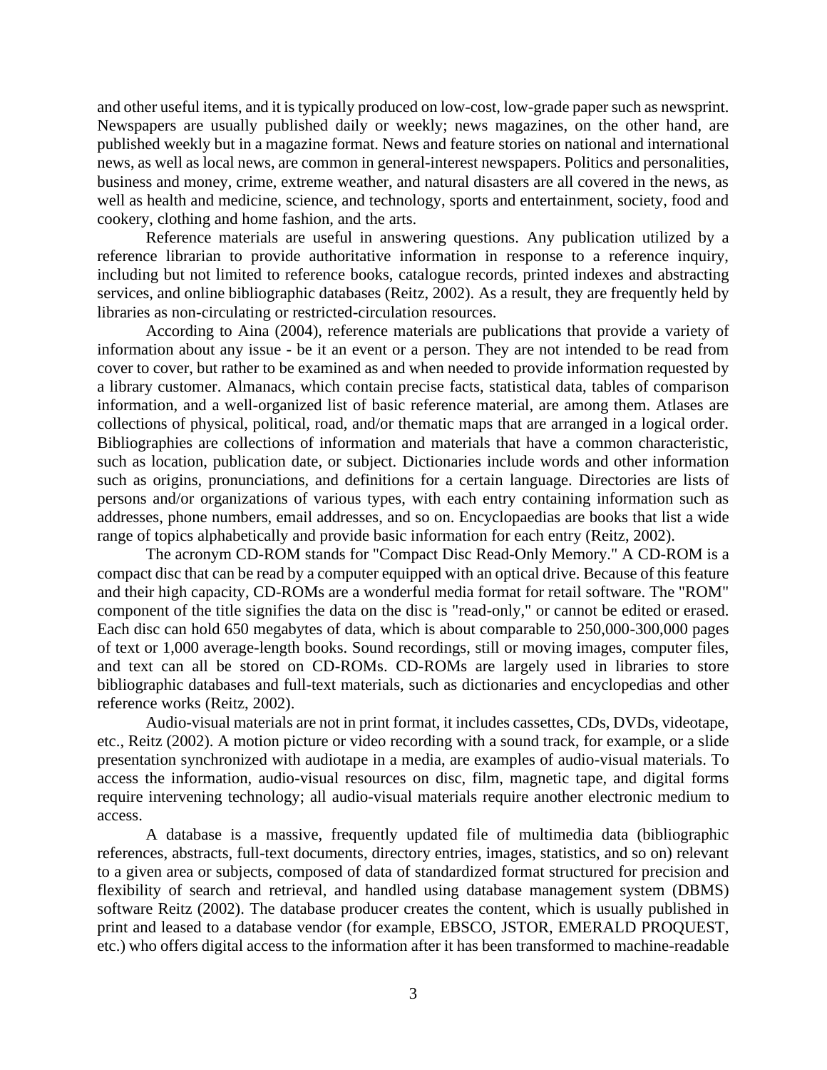and other useful items, and it is typically produced on low-cost, low-grade paper such as newsprint. Newspapers are usually published daily or weekly; news magazines, on the other hand, are published weekly but in a magazine format. News and feature stories on national and international news, as well as local news, are common in general-interest newspapers. Politics and personalities, business and money, crime, extreme weather, and natural disasters are all covered in the news, as well as health and medicine, science, and technology, sports and entertainment, society, food and cookery, clothing and home fashion, and the arts.

Reference materials are useful in answering questions. Any publication utilized by a reference librarian to provide authoritative information in response to a reference inquiry, including but not limited to reference books, catalogue records, printed indexes and abstracting services, and online bibliographic databases (Reitz, 2002). As a result, they are frequently held by libraries as non-circulating or restricted-circulation resources.

According to Aina (2004), reference materials are publications that provide a variety of information about any issue - be it an event or a person. They are not intended to be read from cover to cover, but rather to be examined as and when needed to provide information requested by a library customer. Almanacs, which contain precise facts, statistical data, tables of comparison information, and a well-organized list of basic reference material, are among them. Atlases are collections of physical, political, road, and/or thematic maps that are arranged in a logical order. Bibliographies are collections of information and materials that have a common characteristic, such as location, publication date, or subject. Dictionaries include words and other information such as origins, pronunciations, and definitions for a certain language. Directories are lists of persons and/or organizations of various types, with each entry containing information such as addresses, phone numbers, email addresses, and so on. Encyclopaedias are books that list a wide range of topics alphabetically and provide basic information for each entry (Reitz, 2002).

The acronym CD-ROM stands for "Compact Disc Read-Only Memory." A CD-ROM is a compact disc that can be read by a computer equipped with an optical drive. Because of this feature and their high capacity, CD-ROMs are a wonderful media format for retail software. The "ROM" component of the title signifies the data on the disc is "read-only," or cannot be edited or erased. Each disc can hold 650 megabytes of data, which is about comparable to 250,000-300,000 pages of text or 1,000 average-length books. Sound recordings, still or moving images, computer files, and text can all be stored on CD-ROMs. CD-ROMs are largely used in libraries to store bibliographic databases and full-text materials, such as dictionaries and encyclopedias and other reference works (Reitz, 2002).

Audio-visual materials are not in print format, it includes cassettes, CDs, DVDs, videotape, etc., Reitz (2002). A motion picture or video recording with a sound track, for example, or a slide presentation synchronized with audiotape in a media, are examples of audio-visual materials. To access the information, audio-visual resources on disc, film, magnetic tape, and digital forms require intervening technology; all audio-visual materials require another electronic medium to access.

A database is a massive, frequently updated file of multimedia data (bibliographic references, abstracts, full-text documents, directory entries, images, statistics, and so on) relevant to a given area or subjects, composed of data of standardized format structured for precision and flexibility of search and retrieval, and handled using database management system (DBMS) software Reitz (2002). The database producer creates the content, which is usually published in print and leased to a database vendor (for example, EBSCO, JSTOR, EMERALD PROQUEST, etc.) who offers digital access to the information after it has been transformed to machine-readable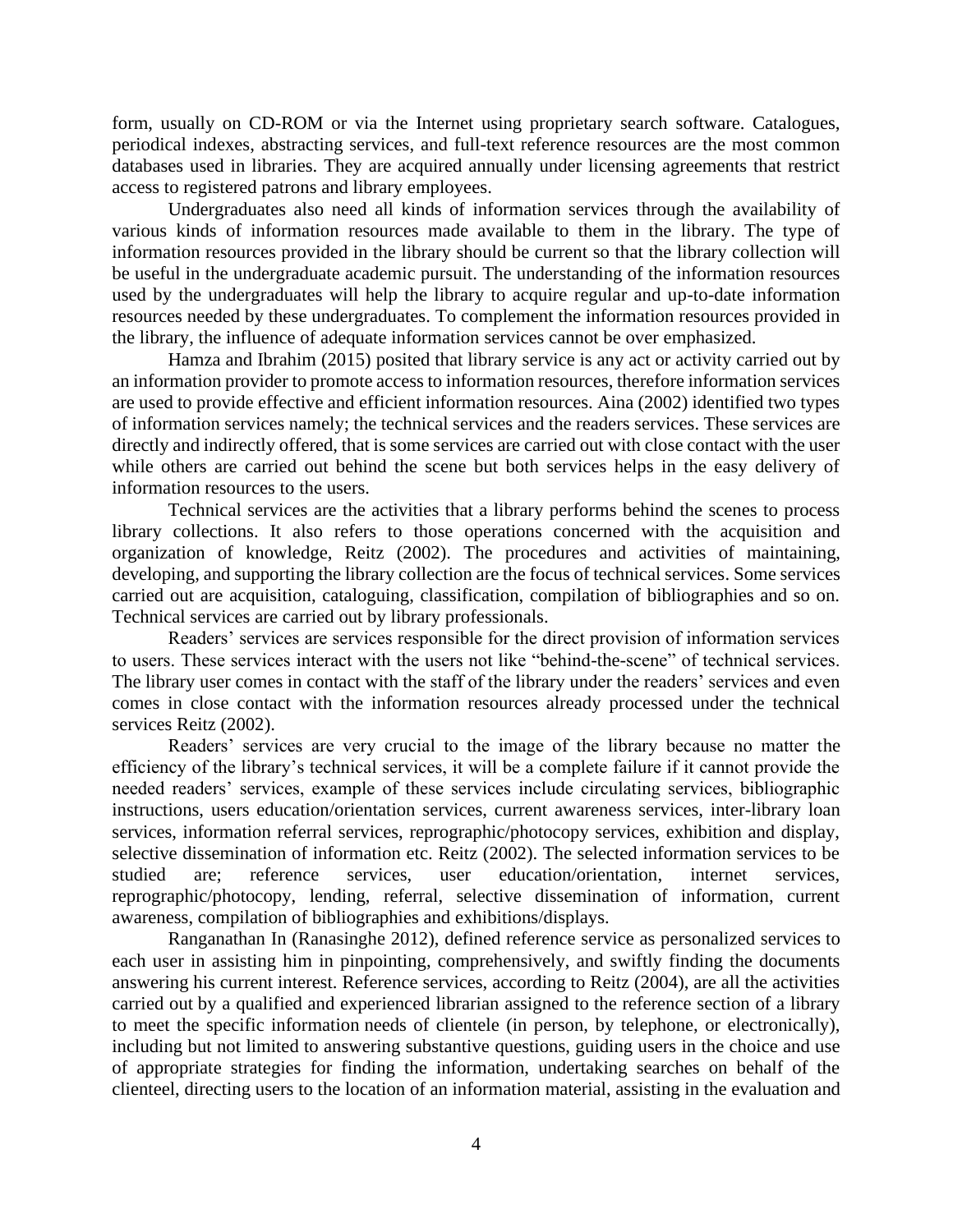form, usually on CD-ROM or via the Internet using proprietary search software. Catalogues, periodical indexes, abstracting services, and full-text reference resources are the most common databases used in libraries. They are acquired annually under licensing agreements that restrict access to registered patrons and library employees.

Undergraduates also need all kinds of information services through the availability of various kinds of information resources made available to them in the library. The type of information resources provided in the library should be current so that the library collection will be useful in the undergraduate academic pursuit. The understanding of the information resources used by the undergraduates will help the library to acquire regular and up-to-date information resources needed by these undergraduates. To complement the information resources provided in the library, the influence of adequate information services cannot be over emphasized.

Hamza and Ibrahim (2015) posited that library service is any act or activity carried out by an information provider to promote access to information resources, therefore information services are used to provide effective and efficient information resources. Aina (2002) identified two types of information services namely; the technical services and the readers services. These services are directly and indirectly offered, that is some services are carried out with close contact with the user while others are carried out behind the scene but both services helps in the easy delivery of information resources to the users.

Technical services are the activities that a library performs behind the scenes to process library collections. It also refers to those operations concerned with the acquisition and organization of knowledge, Reitz (2002). The procedures and activities of maintaining, developing, and supporting the library collection are the focus of technical services. Some services carried out are acquisition, cataloguing, classification, compilation of bibliographies and so on. Technical services are carried out by library professionals.

Readers' services are services responsible for the direct provision of information services to users. These services interact with the users not like "behind-the-scene" of technical services. The library user comes in contact with the staff of the library under the readers' services and even comes in close contact with the information resources already processed under the technical services Reitz (2002).

Readers' services are very crucial to the image of the library because no matter the efficiency of the library's technical services, it will be a complete failure if it cannot provide the needed readers' services, example of these services include circulating services, bibliographic instructions, users education/orientation services, current awareness services, inter-library loan services, information referral services, reprographic/photocopy services, exhibition and display, selective dissemination of information etc. Reitz (2002). The selected information services to be studied are; reference services, user education/orientation, internet services, reprographic/photocopy, lending, referral, selective dissemination of information, current awareness, compilation of bibliographies and exhibitions/displays.

Ranganathan In (Ranasinghe 2012), defined reference service as personalized services to each user in assisting him in pinpointing, comprehensively, and swiftly finding the documents answering his current interest. Reference services, according to Reitz (2004), are all the activities carried out by a qualified and experienced librarian assigned to the reference section of a library to meet the specific information needs of clientele (in person, by telephone, or electronically), including but not limited to answering substantive questions, guiding users in the choice and use of appropriate strategies for finding the information, undertaking searches on behalf of the clienteel, directing users to the location of an information material, assisting in the evaluation and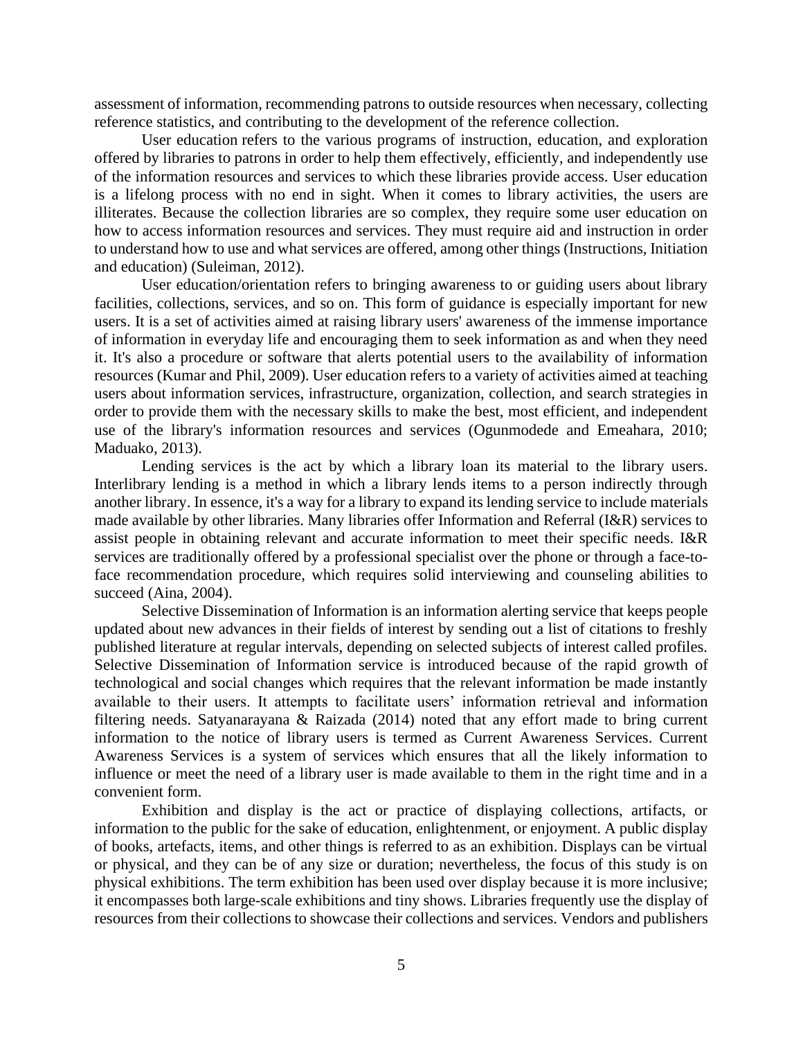assessment of information, recommending patrons to outside resources when necessary, collecting reference statistics, and contributing to the development of the reference collection.

User education refers to the various programs of instruction, education, and exploration offered by libraries to patrons in order to help them effectively, efficiently, and independently use of the information resources and services to which these libraries provide access. User education is a lifelong process with no end in sight. When it comes to library activities, the users are illiterates. Because the collection libraries are so complex, they require some user education on how to access information resources and services. They must require aid and instruction in order to understand how to use and what services are offered, among other things (Instructions, Initiation and education) (Suleiman, 2012).

User education/orientation refers to bringing awareness to or guiding users about library facilities, collections, services, and so on. This form of guidance is especially important for new users. It is a set of activities aimed at raising library users' awareness of the immense importance of information in everyday life and encouraging them to seek information as and when they need it. It's also a procedure or software that alerts potential users to the availability of information resources (Kumar and Phil, 2009). User education refers to a variety of activities aimed at teaching users about information services, infrastructure, organization, collection, and search strategies in order to provide them with the necessary skills to make the best, most efficient, and independent use of the library's information resources and services (Ogunmodede and Emeahara, 2010; Maduako, 2013).

Lending services is the act by which a library loan its material to the library users. Interlibrary lending is a method in which a library lends items to a person indirectly through another library. In essence, it's a way for a library to expand its lending service to include materials made available by other libraries. Many libraries offer Information and Referral (I&R) services to assist people in obtaining relevant and accurate information to meet their specific needs. I&R services are traditionally offered by a professional specialist over the phone or through a face-to-face recommendation procedure, which requires solid interviewing and counseling abilities to succeed (Aina, 2004).

Selective Dissemination of Information is an information alerting service that keeps people updated about new advances in their fields of interest by sending out a list of citations to freshly published literature at regular intervals, depending on selected subjects of interest called profiles. Selective Dissemination of Information service is introduced because of the rapid growth of technological and social changes which requires that the relevant information be made instantly available to their users. It attempts to facilitate users' information retrieval and information filtering needs. Satyanarayana & Raizada (2014) noted that any effort made to bring current information to the notice of library users is termed as Current Awareness Services. Current Awareness Services is a system of services which ensures that all the likely information to influence or meet the need of a library user is made available to them in the right time and in a convenient form.

Exhibition and display is the act or practice of displaying collections, artifacts, or information to the public for the sake of education, enlightenment, or enjoyment. A public display of books, artefacts, items, and other things is referred to as an exhibition. Displays can be virtual or physical, and they can be of any size or duration; nevertheless, the focus of this study is on physical exhibitions. The term exhibition has been used over display because it is more inclusive; it encompasses both large-scale exhibitions and tiny shows. Libraries frequently use the display of resources from their collections to showcase their collections and services. Vendors and publishers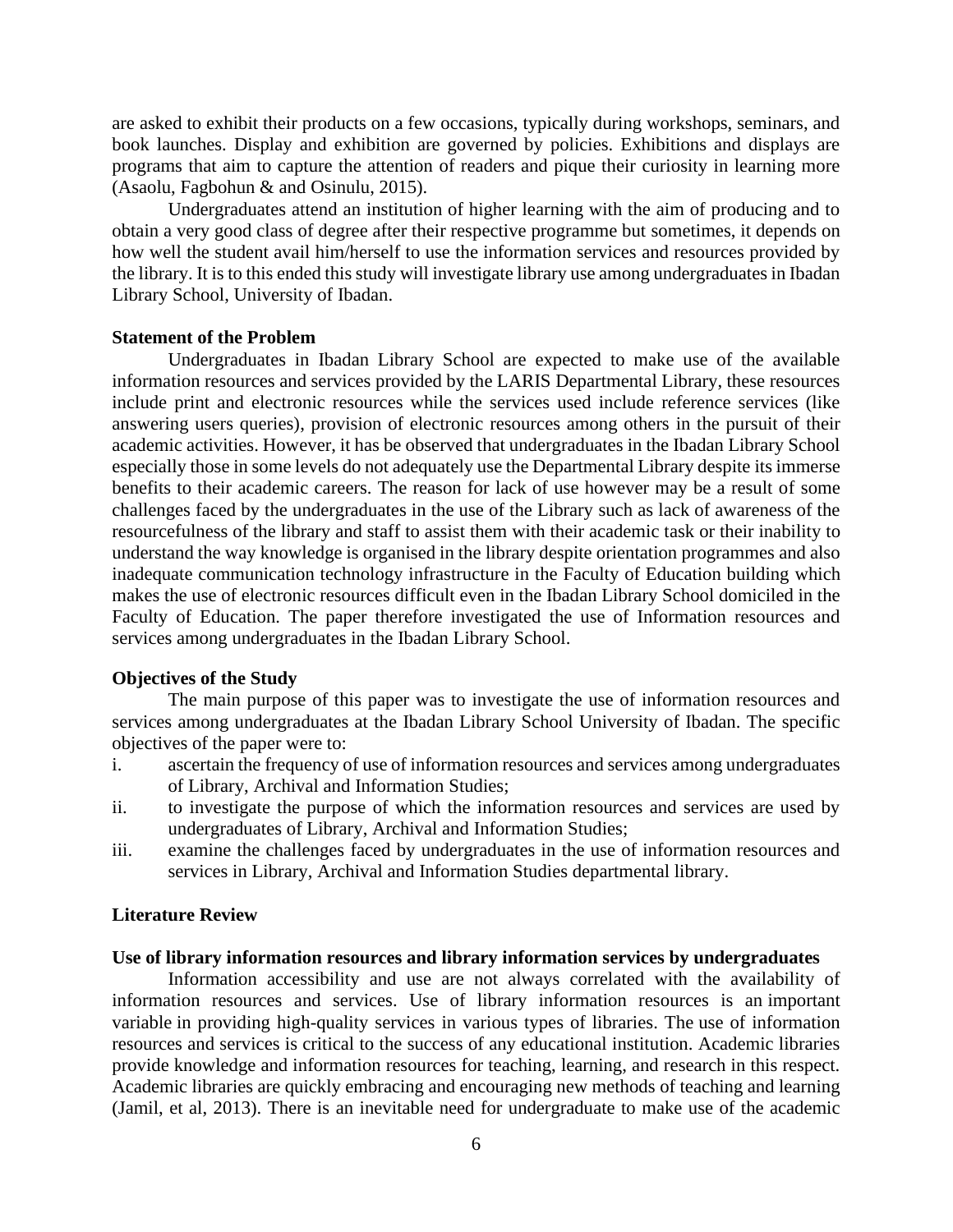are asked to exhibit their products on a few occasions, typically during workshops, seminars, and book launches. Display and exhibition are governed by policies. Exhibitions and displays are programs that aim to capture the attention of readers and pique their curiosity in learning more (Asaolu, Fagbohun & and Osinulu, 2015).

Undergraduates attend an institution of higher learning with the aim of producing and to obtain a very good class of degree after their respective programme but sometimes, it depends on how well the student avail him/herself to use the information services and resources provided by the library. It is to this ended this study will investigate library use among undergraduates in Ibadan Library School, University of Ibadan.

**Statement of the Problem**

Undergraduates in Ibadan Library School are expected to make use of the available information resources and services provided by the LARIS Departmental Library, these resources include print and electronic resources while the services used include reference services (like answering users queries), provision of electronic resources among others in the pursuit of their academic activities. However, it has be observed that undergraduates in the Ibadan Library School especially those in some levels do not adequately use the Departmental Library despite its immerse benefits to their academic careers. The reason for lack of use however may be a result of some challenges faced by the undergraduates in the use of the Library such as lack of awareness of the resourcefulness of the library and staff to assist them with their academic task or their inability to understand the way knowledge is organised in the library despite orientation programmes and also inadequate communication technology infrastructure in the Faculty of Education building which makes the use of electronic resources difficult even in the Ibadan Library School domiciled in the Faculty of Education. The paper therefore investigated the use of Information resources and services among undergraduates in the Ibadan Library School.

**Objectives of the Study**

The main purpose of this paper was to investigate the use of information resources and services among undergraduates at the Ibadan Library School University of Ibadan. The specific objectives of the paper were to:

i. ascertain the frequency of use of information resources and services among undergraduates of Library, Archival and Information Studies;
ii. to investigate the purpose of which the information resources and services are used by undergraduates of Library, Archival and Information Studies;
iii. examine the challenges faced by undergraduates in the use of information resources and services in Library, Archival and Information Studies departmental library.

**Literature Review**

**Use of library information resources and library information services by undergraduates**

Information accessibility and use are not always correlated with the availability of information resources and services. Use of library information resources is an important variable in providing high-quality services in various types of libraries. The use of information resources and services is critical to the success of any educational institution. Academic libraries provide knowledge and information resources for teaching, learning, and research in this respect. Academic libraries are quickly embracing and encouraging new methods of teaching and learning (Jamil, et al, 2013). There is an inevitable need for undergraduate to make use of the academic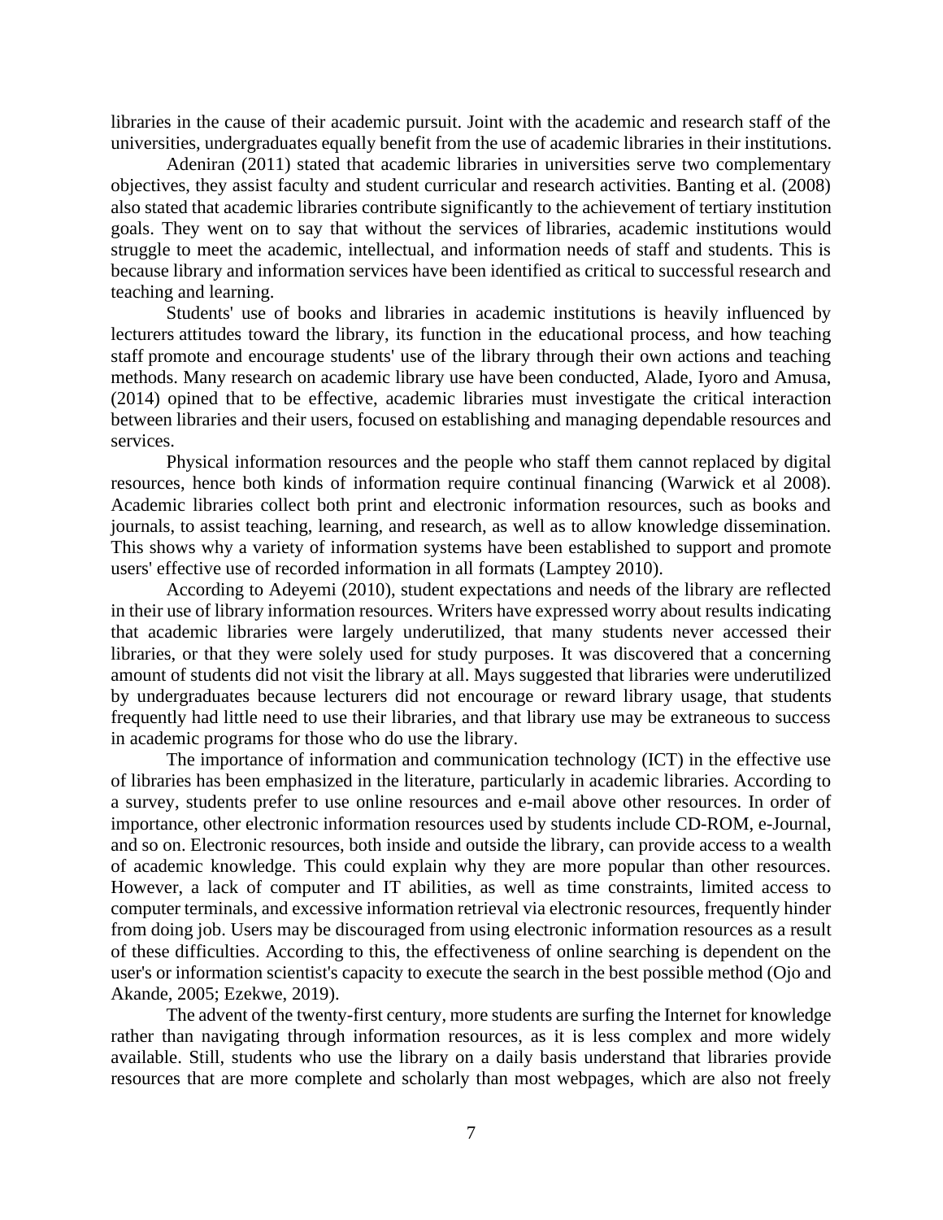libraries in the cause of their academic pursuit. Joint with the academic and research staff of the universities, undergraduates equally benefit from the use of academic libraries in their institutions.

Adeniran (2011) stated that academic libraries in universities serve two complementary objectives, they assist faculty and student curricular and research activities. Banting et al. (2008) also stated that academic libraries contribute significantly to the achievement of tertiary institution goals. They went on to say that without the services of libraries, academic institutions would struggle to meet the academic, intellectual, and information needs of staff and students. This is because library and information services have been identified as critical to successful research and teaching and learning.

Students' use of books and libraries in academic institutions is heavily influenced by lecturers attitudes toward the library, its function in the educational process, and how teaching staff promote and encourage students' use of the library through their own actions and teaching methods. Many research on academic library use have been conducted, Alade, Iyoro and Amusa, (2014) opined that to be effective, academic libraries must investigate the critical interaction between libraries and their users, focused on establishing and managing dependable resources and services.

Physical information resources and the people who staff them cannot replaced by digital resources, hence both kinds of information require continual financing (Warwick et al 2008). Academic libraries collect both print and electronic information resources, such as books and journals, to assist teaching, learning, and research, as well as to allow knowledge dissemination. This shows why a variety of information systems have been established to support and promote users' effective use of recorded information in all formats (Lamptey 2010).

According to Adeyemi (2010), student expectations and needs of the library are reflected in their use of library information resources. Writers have expressed worry about results indicating that academic libraries were largely underutilized, that many students never accessed their libraries, or that they were solely used for study purposes. It was discovered that a concerning amount of students did not visit the library at all. Mays suggested that libraries were underutilized by undergraduates because lecturers did not encourage or reward library usage, that students frequently had little need to use their libraries, and that library use may be extraneous to success in academic programs for those who do use the library.

The importance of information and communication technology (ICT) in the effective use of libraries has been emphasized in the literature, particularly in academic libraries. According to a survey, students prefer to use online resources and e-mail above other resources. In order of importance, other electronic information resources used by students include CD-ROM, e-Journal, and so on. Electronic resources, both inside and outside the library, can provide access to a wealth of academic knowledge. This could explain why they are more popular than other resources. However, a lack of computer and IT abilities, as well as time constraints, limited access to computer terminals, and excessive information retrieval via electronic resources, frequently hinder from doing job. Users may be discouraged from using electronic information resources as a result of these difficulties. According to this, the effectiveness of online searching is dependent on the user's or information scientist's capacity to execute the search in the best possible method (Ojo and Akande, 2005; Ezekwe, 2019).

The advent of the twenty-first century, more students are surfing the Internet for knowledge rather than navigating through information resources, as it is less complex and more widely available. Still, students who use the library on a daily basis understand that libraries provide resources that are more complete and scholarly than most webpages, which are also not freely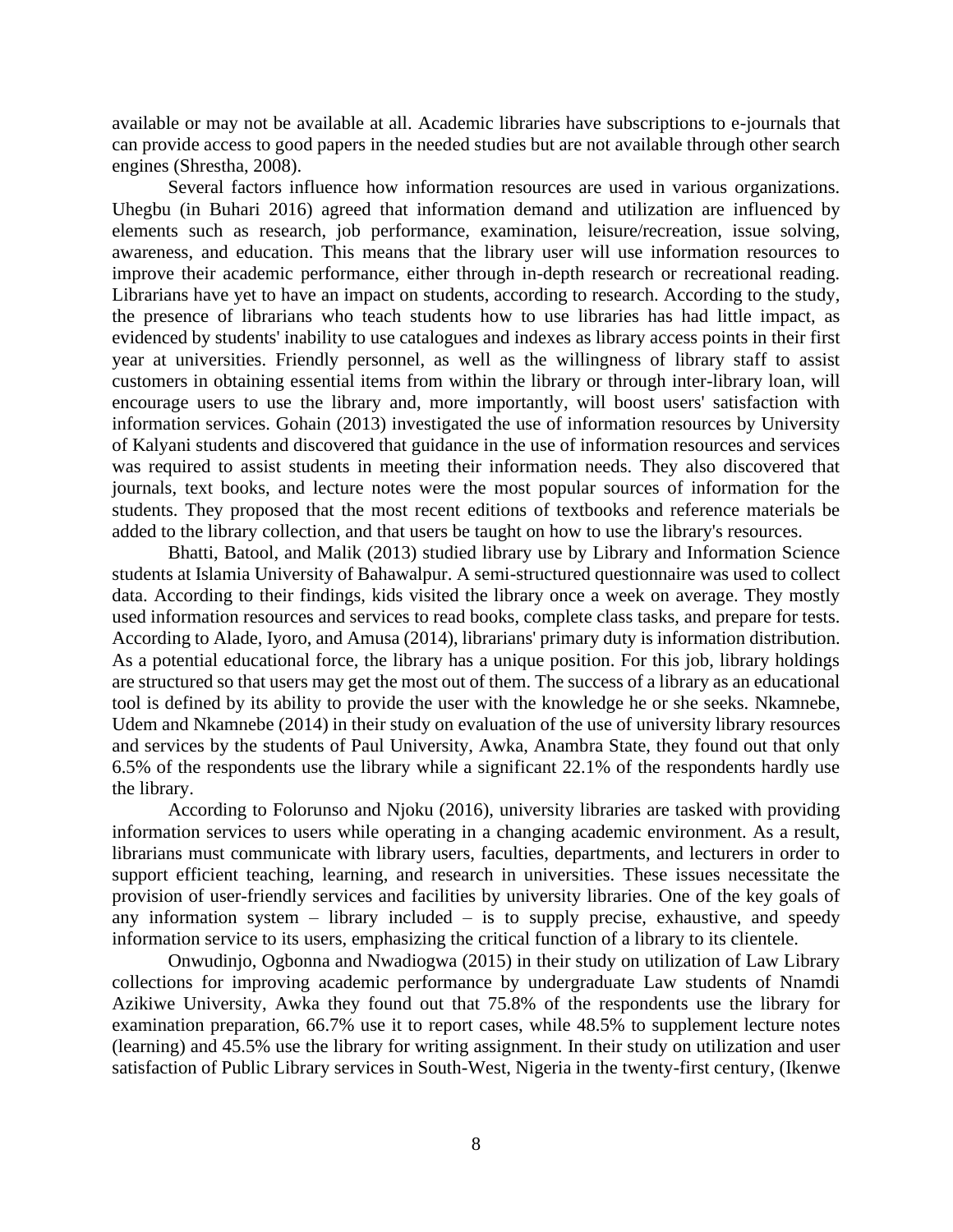available or may not be available at all. Academic libraries have subscriptions to e-journals that can provide access to good papers in the needed studies but are not available through other search engines (Shrestha, 2008).

Several factors influence how information resources are used in various organizations. Uhegbu (in Buhari 2016) agreed that information demand and utilization are influenced by elements such as research, job performance, examination, leisure/recreation, issue solving, awareness, and education. This means that the library user will use information resources to improve their academic performance, either through in-depth research or recreational reading. Librarians have yet to have an impact on students, according to research. According to the study, the presence of librarians who teach students how to use libraries has had little impact, as evidenced by students' inability to use catalogues and indexes as library access points in their first year at universities. Friendly personnel, as well as the willingness of library staff to assist customers in obtaining essential items from within the library or through inter-library loan, will encourage users to use the library and, more importantly, will boost users' satisfaction with information services. Gohain (2013) investigated the use of information resources by University of Kalyani students and discovered that guidance in the use of information resources and services was required to assist students in meeting their information needs. They also discovered that journals, text books, and lecture notes were the most popular sources of information for the students. They proposed that the most recent editions of textbooks and reference materials be added to the library collection, and that users be taught on how to use the library's resources.

Bhatti, Batool, and Malik (2013) studied library use by Library and Information Science students at Islamia University of Bahawalpur. A semi-structured questionnaire was used to collect data. According to their findings, kids visited the library once a week on average. They mostly used information resources and services to read books, complete class tasks, and prepare for tests. According to Alade, Iyoro, and Amusa (2014), librarians' primary duty is information distribution. As a potential educational force, the library has a unique position. For this job, library holdings are structured so that users may get the most out of them. The success of a library as an educational tool is defined by its ability to provide the user with the knowledge he or she seeks. Nkamnebe, Udem and Nkamnebe (2014) in their study on evaluation of the use of university library resources and services by the students of Paul University, Awka, Anambra State, they found out that only 6.5% of the respondents use the library while a significant 22.1% of the respondents hardly use the library.

According to Folorunso and Njoku (2016), university libraries are tasked with providing information services to users while operating in a changing academic environment. As a result, librarians must communicate with library users, faculties, departments, and lecturers in order to support efficient teaching, learning, and research in universities. These issues necessitate the provision of user-friendly services and facilities by university libraries. One of the key goals of any information system – library included – is to supply precise, exhaustive, and speedy information service to its users, emphasizing the critical function of a library to its clientele.

Onwudinjo, Ogbonna and Nwadiogwa (2015) in their study on utilization of Law Library collections for improving academic performance by undergraduate Law students of Nnamdi Azikiwe University, Awka they found out that 75.8% of the respondents use the library for examination preparation, 66.7% use it to report cases, while 48.5% to supplement lecture notes (learning) and 45.5% use the library for writing assignment. In their study on utilization and user satisfaction of Public Library services in South-West, Nigeria in the twenty-first century, (Ikenwe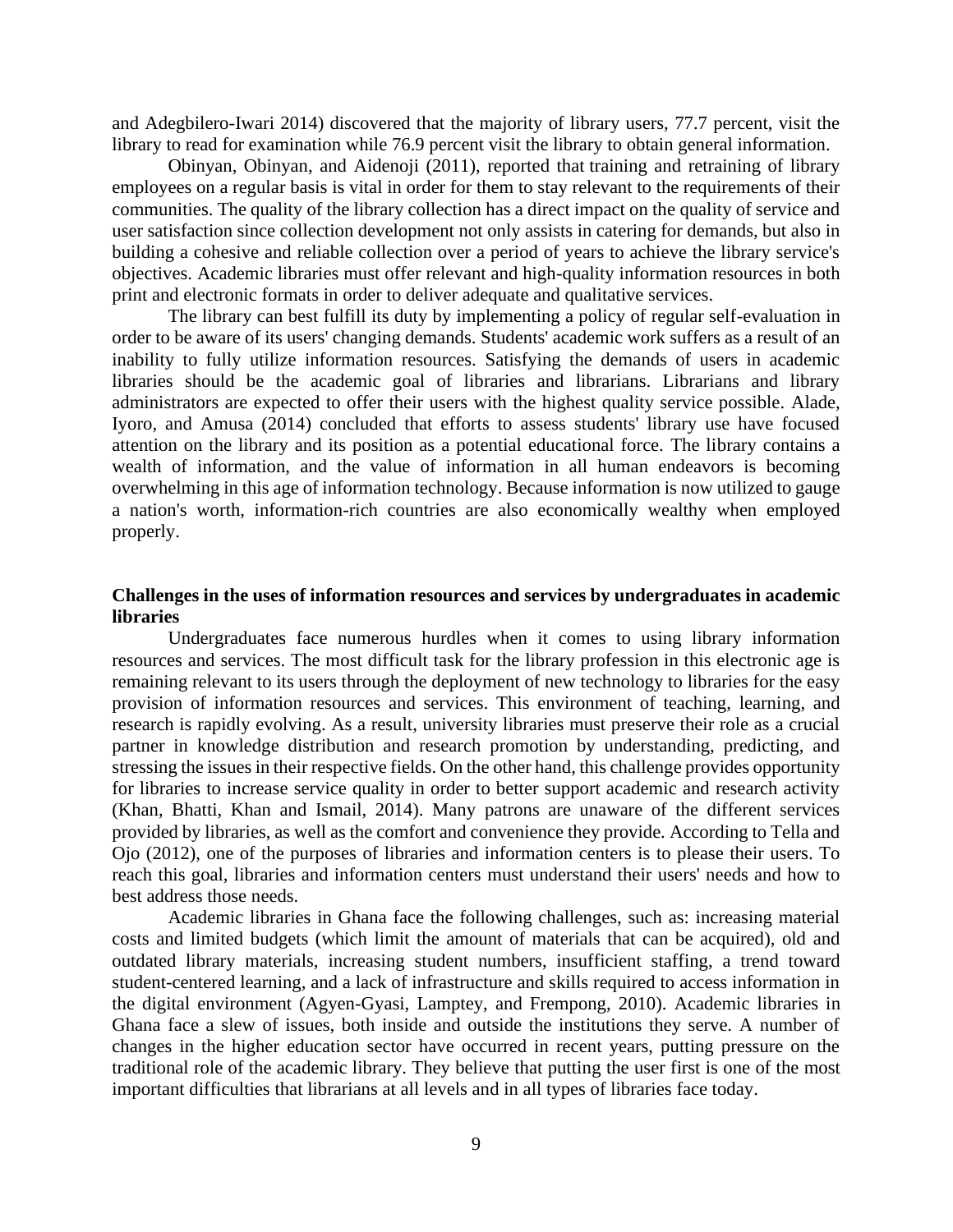and Adegbilero-Iwari 2014) discovered that the majority of library users, 77.7 percent, visit the library to read for examination while 76.9 percent visit the library to obtain general information.

Obinyan, Obinyan, and Aidenoji (2011), reported that training and retraining of library employees on a regular basis is vital in order for them to stay relevant to the requirements of their communities. The quality of the library collection has a direct impact on the quality of service and user satisfaction since collection development not only assists in catering for demands, but also in building a cohesive and reliable collection over a period of years to achieve the library service's objectives. Academic libraries must offer relevant and high-quality information resources in both print and electronic formats in order to deliver adequate and qualitative services.

The library can best fulfill its duty by implementing a policy of regular self-evaluation in order to be aware of its users' changing demands. Students' academic work suffers as a result of an inability to fully utilize information resources. Satisfying the demands of users in academic libraries should be the academic goal of libraries and librarians. Librarians and library administrators are expected to offer their users with the highest quality service possible. Alade, Iyoro, and Amusa (2014) concluded that efforts to assess students' library use have focused attention on the library and its position as a potential educational force. The library contains a wealth of information, and the value of information in all human endeavors is becoming overwhelming in this age of information technology. Because information is now utilized to gauge a nation's worth, information-rich countries are also economically wealthy when employed properly.

### Challenges in the uses of information resources and services by undergraduates in academic libraries

Undergraduates face numerous hurdles when it comes to using library information resources and services. The most difficult task for the library profession in this electronic age is remaining relevant to its users through the deployment of new technology to libraries for the easy provision of information resources and services. This environment of teaching, learning, and research is rapidly evolving. As a result, university libraries must preserve their role as a crucial partner in knowledge distribution and research promotion by understanding, predicting, and stressing the issues in their respective fields. On the other hand, this challenge provides opportunity for libraries to increase service quality in order to better support academic and research activity (Khan, Bhatti, Khan and Ismail, 2014). Many patrons are unaware of the different services provided by libraries, as well as the comfort and convenience they provide. According to Tella and Ojo (2012), one of the purposes of libraries and information centers is to please their users. To reach this goal, libraries and information centers must understand their users' needs and how to best address those needs.

Academic libraries in Ghana face the following challenges, such as: increasing material costs and limited budgets (which limit the amount of materials that can be acquired), old and outdated library materials, increasing student numbers, insufficient staffing, a trend toward student-centered learning, and a lack of infrastructure and skills required to access information in the digital environment (Agyen-Gyasi, Lamptey, and Frempong, 2010). Academic libraries in Ghana face a slew of issues, both inside and outside the institutions they serve. A number of changes in the higher education sector have occurred in recent years, putting pressure on the traditional role of the academic library. They believe that putting the user first is one of the most important difficulties that librarians at all levels and in all types of libraries face today.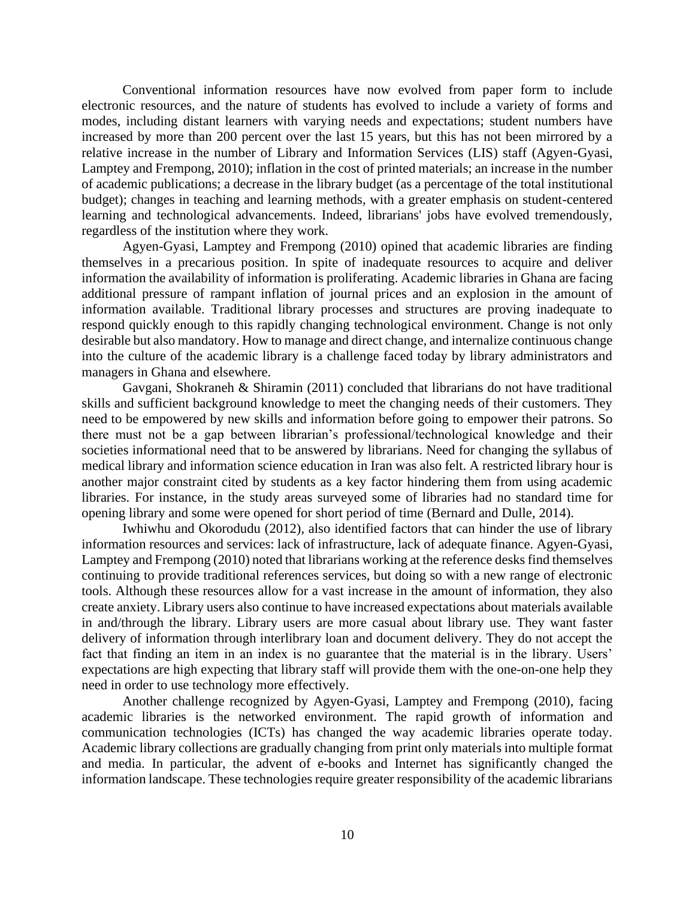Conventional information resources have now evolved from paper form to include electronic resources, and the nature of students has evolved to include a variety of forms and modes, including distant learners with varying needs and expectations; student numbers have increased by more than 200 percent over the last 15 years, but this has not been mirrored by a relative increase in the number of Library and Information Services (LIS) staff (Agyen-Gyasi, Lamptey and Frempong, 2010); inflation in the cost of printed materials; an increase in the number of academic publications; a decrease in the library budget (as a percentage of the total institutional budget); changes in teaching and learning methods, with a greater emphasis on student-centered learning and technological advancements. Indeed, librarians' jobs have evolved tremendously, regardless of the institution where they work.

Agyen-Gyasi, Lamptey and Frempong (2010) opined that academic libraries are finding themselves in a precarious position. In spite of inadequate resources to acquire and deliver information the availability of information is proliferating. Academic libraries in Ghana are facing additional pressure of rampant inflation of journal prices and an explosion in the amount of information available. Traditional library processes and structures are proving inadequate to respond quickly enough to this rapidly changing technological environment. Change is not only desirable but also mandatory. How to manage and direct change, and internalize continuous change into the culture of the academic library is a challenge faced today by library administrators and managers in Ghana and elsewhere.

Gavgani, Shokraneh & Shiramin (2011) concluded that librarians do not have traditional skills and sufficient background knowledge to meet the changing needs of their customers. They need to be empowered by new skills and information before going to empower their patrons. So there must not be a gap between librarian's professional/technological knowledge and their societies informational need that to be answered by librarians. Need for changing the syllabus of medical library and information science education in Iran was also felt. A restricted library hour is another major constraint cited by students as a key factor hindering them from using academic libraries. For instance, in the study areas surveyed some of libraries had no standard time for opening library and some were opened for short period of time (Bernard and Dulle, 2014).

Iwhiwhu and Okorodudu (2012), also identified factors that can hinder the use of library information resources and services: lack of infrastructure, lack of adequate finance. Agyen-Gyasi, Lamptey and Frempong (2010) noted that librarians working at the reference desks find themselves continuing to provide traditional references services, but doing so with a new range of electronic tools. Although these resources allow for a vast increase in the amount of information, they also create anxiety. Library users also continue to have increased expectations about materials available in and/through the library. Library users are more casual about library use. They want faster delivery of information through interlibrary loan and document delivery. They do not accept the fact that finding an item in an index is no guarantee that the material is in the library. Users' expectations are high expecting that library staff will provide them with the one-on-one help they need in order to use technology more effectively.

Another challenge recognized by Agyen-Gyasi, Lamptey and Frempong (2010), facing academic libraries is the networked environment. The rapid growth of information and communication technologies (ICTs) has changed the way academic libraries operate today. Academic library collections are gradually changing from print only materials into multiple format and media. In particular, the advent of e-books and Internet has significantly changed the information landscape. These technologies require greater responsibility of the academic librarians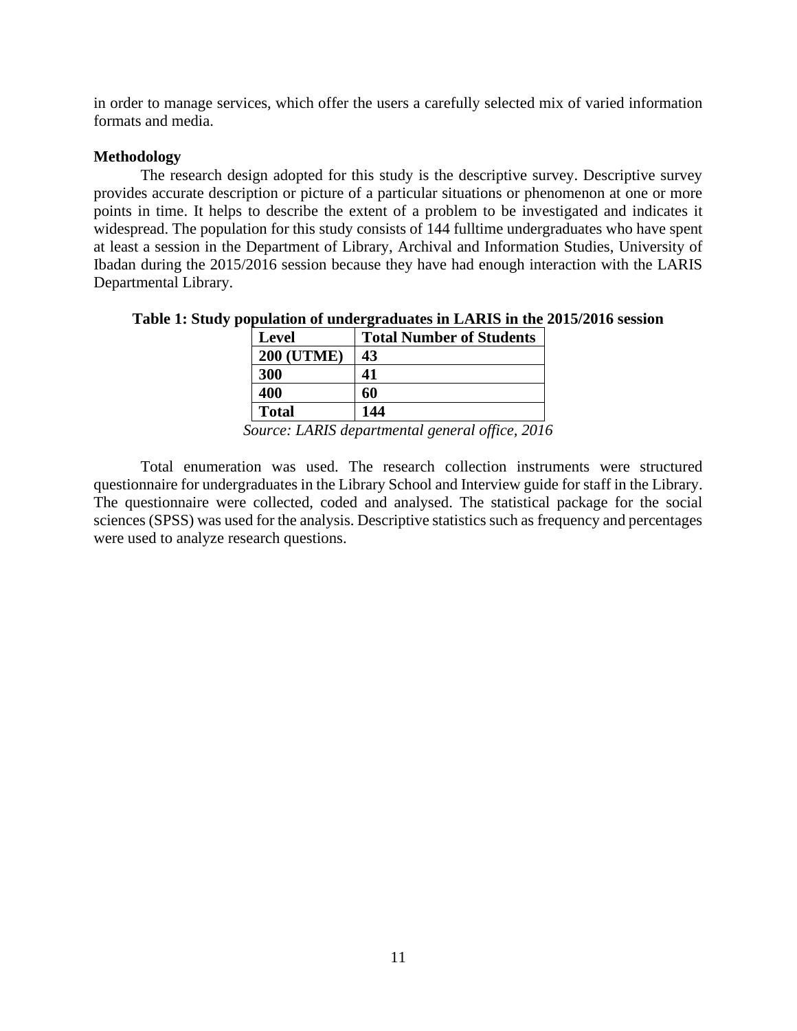in order to manage services, which offer the users a carefully selected mix of varied information formats and media.

**Methodology**

The research design adopted for this study is the descriptive survey. Descriptive survey provides accurate description or picture of a particular situations or phenomenon at one or more points in time. It helps to describe the extent of a problem to be investigated and indicates it widespread. The population for this study consists of 144 fulltime undergraduates who have spent at least a session in the Department of Library, Archival and Information Studies, University of Ibadan during the 2015/2016 session because they have had enough interaction with the LARIS Departmental Library.

**Table 1: Study population of undergraduates in LARIS in the 2015/2016 session**

| **Level** | **Total Number of Students** |
|---|---|
| **200 (UTME)** | **43** |
| **300** | **41** |
| **400** | **60** |
| **Total** | **144** |

*Source: LARIS departmental general office, 2016*

Total enumeration was used. The research collection instruments were structured questionnaire for undergraduates in the Library School and Interview guide for staff in the Library. The questionnaire were collected, coded and analysed. The statistical package for the social sciences (SPSS) was used for the analysis. Descriptive statistics such as frequency and percentages were used to analyze research questions.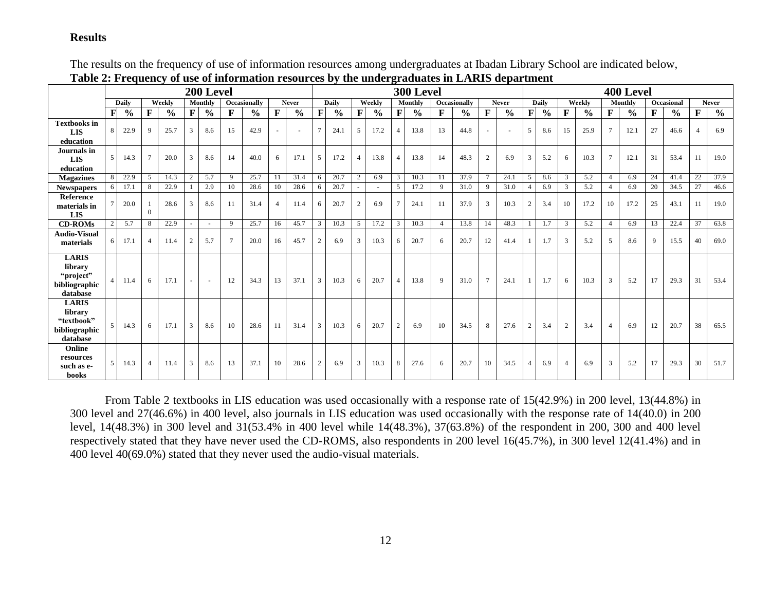## Results

The results on the frequency of use of information resources among undergraduates at Ibadan Library School are indicated below,

**Table 2: Frequency of use of information resources by the undergraduates in LARIS department**

| | 200 Level | | | | | | | | | | 300 Level | | | | | | | | | | 400 Level | | | | | | | | | |
|---|---|---|---|---|---|---|---|---|---|---|---|---|---|---|---|---|---|---|---|---|---|---|---|---|---|---|---|---|---|---|
| | Daily | | Weekly | | Monthly | | Occasionally | | Never | | Daily | | Weekly | | Monthly | | Occasionally | | Never | | Daily | | Weekly | | Monthly | | Occasional | | Never | |
| | F | % | F | % | F | % | F | % | F | % | F | % | F | % | F | % | F | % | F | % | F | % | F | % | F | % | F | % | F | % |
| **Textbooks in LIS education** | 8 | 22.9 | 9 | 25.7 | 3 | 8.6 | 15 | 42.9 | - | - | 7 | 24.1 | 5 | 17.2 | 4 | 13.8 | 13 | 44.8 | - | - | 5 | 8.6 | 15 | 25.9 | 7 | 12.1 | 27 | 46.6 | 4 | 6.9 |
| **Journals in LIS education** | 5 | 14.3 | 7 | 20.0 | 3 | 8.6 | 14 | 40.0 | 6 | 17.1 | 5 | 17.2 | 4 | 13.8 | 4 | 13.8 | 14 | 48.3 | 2 | 6.9 | 3 | 5.2 | 6 | 10.3 | 7 | 12.1 | 31 | 53.4 | 11 | 19.0 |
| **Magazines** | 8 | 22.9 | 5 | 14.3 | 2 | 5.7 | 9 | 25.7 | 11 | 31.4 | 6 | 20.7 | 2 | 6.9 | 3 | 10.3 | 11 | 37.9 | 7 | 24.1 | 5 | 8.6 | 3 | 5.2 | 4 | 6.9 | 24 | 41.4 | 22 | 37.9 |
| **Newspapers** | 6 | 17.1 | 8 | 22.9 | 1 | 2.9 | 10 | 28.6 | 10 | 28.6 | 6 | 20.7 | - | - | 5 | 17.2 | 9 | 31.0 | 9 | 31.0 | 4 | 6.9 | 3 | 5.2 | 4 | 6.9 | 20 | 34.5 | 27 | 46.6 |
| **Reference materials in LIS** | 7 | 20.0 | 10 | 28.6 | 3 | 8.6 | 11 | 31.4 | 4 | 11.4 | 6 | 20.7 | 2 | 6.9 | 7 | 24.1 | 11 | 37.9 | 3 | 10.3 | 2 | 3.4 | 10 | 17.2 | 10 | 17.2 | 25 | 43.1 | 11 | 19.0 |
| **CD-ROMs** | 2 | 5.7 | 8 | 22.9 | - | - | 9 | 25.7 | 16 | 45.7 | 3 | 10.3 | 5 | 17.2 | 3 | 10.3 | 4 | 13.8 | 14 | 48.3 | 1 | 1.7 | 3 | 5.2 | 4 | 6.9 | 13 | 22.4 | 37 | 63.8 |
| **Audio-Visual materials** | 6 | 17.1 | 4 | 11.4 | 2 | 5.7 | 7 | 20.0 | 16 | 45.7 | 2 | 6.9 | 3 | 10.3 | 6 | 20.7 | 6 | 20.7 | 12 | 41.4 | 1 | 1.7 | 3 | 5.2 | 5 | 8.6 | 9 | 15.5 | 40 | 69.0 |
| **LARIS library "project" bibliographic database** | 4 | 11.4 | 6 | 17.1 | - | - | 12 | 34.3 | 13 | 37.1 | 3 | 10.3 | 6 | 20.7 | 4 | 13.8 | 9 | 31.0 | 7 | 24.1 | 1 | 1.7 | 6 | 10.3 | 3 | 5.2 | 17 | 29.3 | 31 | 53.4 |
| **LARIS library "textbook" bibliographic database** | 5 | 14.3 | 6 | 17.1 | 3 | 8.6 | 10 | 28.6 | 11 | 31.4 | 3 | 10.3 | 6 | 20.7 | 2 | 6.9 | 10 | 34.5 | 8 | 27.6 | 2 | 3.4 | 2 | 3.4 | 4 | 6.9 | 12 | 20.7 | 38 | 65.5 |
| **Online resources such as e-books** | 5 | 14.3 | 4 | 11.4 | 3 | 8.6 | 13 | 37.1 | 10 | 28.6 | 2 | 6.9 | 3 | 10.3 | 8 | 27.6 | 6 | 20.7 | 10 | 34.5 | 4 | 6.9 | 4 | 6.9 | 3 | 5.2 | 17 | 29.3 | 30 | 51.7 |

From Table 2 textbooks in LIS education was used occasionally with a response rate of 15(42.9%) in 200 level, 13(44.8%) in 300 level and 27(46.6%) in 400 level, also journals in LIS education was used occasionally with the response rate of 14(40.0) in 200 level, 14(48.3%) in 300 level and 31(53.4% in 400 level while 14(48.3%), 37(63.8%) of the respondent in 200, 300 and 400 level respectively stated that they have never used the CD-ROMS, also respondents in 200 level 16(45.7%), in 300 level 12(41.4%) and in 400 level 40(69.0%) stated that they never used the audio-visual materials.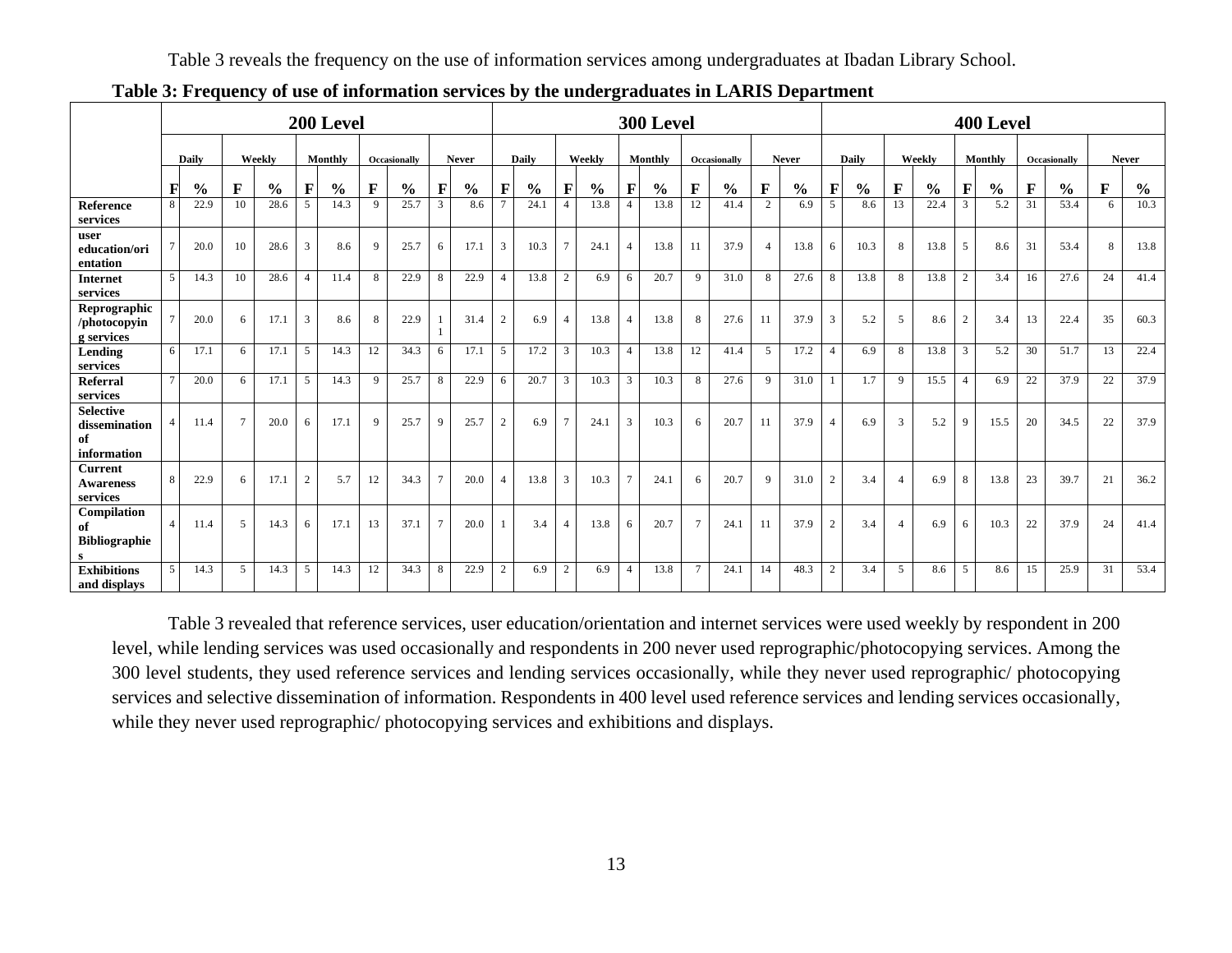Table 3 reveals the frequency on the use of information services among undergraduates at Ibadan Library School.

**Table 3: Frequency of use of information services by the undergraduates in LARIS Department**

| | 200 Level | | | | | | | | | | 300 Level | | | | | | | | | | 400 Level | | | | | | | | | |
|---|---|---|---|---|---|---|---|---|---|---|---|---|---|---|---|---|---|---|---|---|---|---|---|---|---|---|---|---|---|---|
| | Daily | | Weekly | | Monthly | | Occasionally | | Never | | Daily | | Weekly | | Monthly | | Occasionally | | Never | | Daily | | Weekly | | Monthly | | Occasionally | | Never | |
| | F | % | F | % | F | % | F | % | F | % | F | % | F | % | F | % | F | % | F | % | F | % | F | % | F | % | F | % | F | % |
| **Reference services** | 8 | 22.9 | 10 | 28.6 | 5 | 14.3 | 9 | 25.7 | 3 | 8.6 | 7 | 24.1 | 4 | 13.8 | 4 | 13.8 | 12 | 41.4 | 2 | 6.9 | 5 | 8.6 | 13 | 22.4 | 3 | 5.2 | 31 | 53.4 | 6 | 10.3 |
| **user education/orientation** | 7 | 20.0 | 10 | 28.6 | 3 | 8.6 | 9 | 25.7 | 6 | 17.1 | 3 | 10.3 | 7 | 24.1 | 4 | 13.8 | 11 | 37.9 | 4 | 13.8 | 6 | 10.3 | 8 | 13.8 | 5 | 8.6 | 31 | 53.4 | 8 | 13.8 |
| **Internet services** | 5 | 14.3 | 10 | 28.6 | 4 | 11.4 | 8 | 22.9 | 8 | 22.9 | 4 | 13.8 | 2 | 6.9 | 6 | 20.7 | 9 | 31.0 | 8 | 27.6 | 8 | 13.8 | 8 | 13.8 | 2 | 3.4 | 16 | 27.6 | 24 | 41.4 |
| **Reprographic /photocopying services** | 7 | 20.0 | 6 | 17.1 | 3 | 8.6 | 8 | 22.9 | 11 | 31.4 | 2 | 6.9 | 4 | 13.8 | 4 | 13.8 | 8 | 27.6 | 11 | 37.9 | 3 | 5.2 | 5 | 8.6 | 2 | 3.4 | 13 | 22.4 | 35 | 60.3 |
| **Lending services** | 6 | 17.1 | 6 | 17.1 | 5 | 14.3 | 12 | 34.3 | 6 | 17.1 | 5 | 17.2 | 3 | 10.3 | 4 | 13.8 | 12 | 41.4 | 5 | 17.2 | 4 | 6.9 | 8 | 13.8 | 3 | 5.2 | 30 | 51.7 | 13 | 22.4 |
| **Referral services** | 7 | 20.0 | 6 | 17.1 | 5 | 14.3 | 9 | 25.7 | 8 | 22.9 | 6 | 20.7 | 3 | 10.3 | 3 | 10.3 | 8 | 27.6 | 9 | 31.0 | 1 | 1.7 | 9 | 15.5 | 4 | 6.9 | 22 | 37.9 | 22 | 37.9 |
| **Selective dissemination of information** | 4 | 11.4 | 7 | 20.0 | 6 | 17.1 | 9 | 25.7 | 9 | 25.7 | 2 | 6.9 | 7 | 24.1 | 3 | 10.3 | 6 | 20.7 | 11 | 37.9 | 4 | 6.9 | 3 | 5.2 | 9 | 15.5 | 20 | 34.5 | 22 | 37.9 |
| **Current Awareness services** | 8 | 22.9 | 6 | 17.1 | 2 | 5.7 | 12 | 34.3 | 7 | 20.0 | 4 | 13.8 | 3 | 10.3 | 7 | 24.1 | 6 | 20.7 | 9 | 31.0 | 2 | 3.4 | 4 | 6.9 | 8 | 13.8 | 23 | 39.7 | 21 | 36.2 |
| **Compilation of Bibliographies** | 4 | 11.4 | 5 | 14.3 | 6 | 17.1 | 13 | 37.1 | 7 | 20.0 | 1 | 3.4 | 4 | 13.8 | 6 | 20.7 | 7 | 24.1 | 11 | 37.9 | 2 | 3.4 | 4 | 6.9 | 6 | 10.3 | 22 | 37.9 | 24 | 41.4 |
| **Exhibitions and displays** | 5 | 14.3 | 5 | 14.3 | 5 | 14.3 | 12 | 34.3 | 8 | 22.9 | 2 | 6.9 | 2 | 6.9 | 4 | 13.8 | 7 | 24.1 | 14 | 48.3 | 2 | 3.4 | 5 | 8.6 | 5 | 8.6 | 15 | 25.9 | 31 | 53.4 |

Table 3 revealed that reference services, user education/orientation and internet services were used weekly by respondent in 200 level, while lending services was used occasionally and respondents in 200 never used reprographic/photocopying services. Among the 300 level students, they used reference services and lending services occasionally, while they never used reprographic/ photocopying services and selective dissemination of information. Respondents in 400 level used reference services and lending services occasionally, while they never used reprographic/ photocopying services and exhibitions and displays.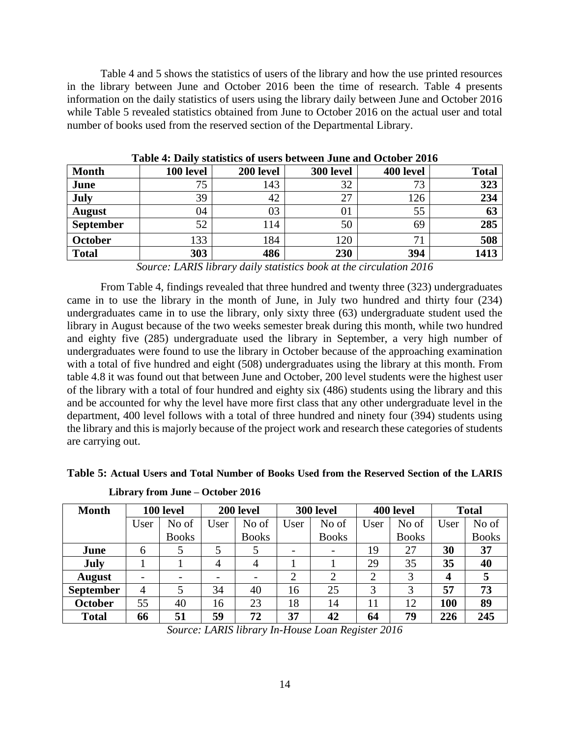Table 4 and 5 shows the statistics of users of the library and how the use printed resources in the library between June and October 2016 been the time of research. Table 4 presents information on the daily statistics of users using the library daily between June and October 2016 while Table 5 revealed statistics obtained from June to October 2016 on the actual user and total number of books used from the reserved section of the Departmental Library.

**Table 4: Daily statistics of users between June and October 2016**

| Month | 100 level | 200 level | 300 level | 400 level | Total |
|---|---|---|---|---|---|
| **June** | 75 | 143 | 32 | 73 | **323** |
| **July** | 39 | 42 | 27 | 126 | **234** |
| **August** | 04 | 03 | 01 | 55 | **63** |
| **September** | 52 | 114 | 50 | 69 | **285** |
| **October** | 133 | 184 | 120 | 71 | **508** |
| **Total** | **303** | **486** | **230** | **394** | **1413** |

*Source: LARIS library daily statistics book at the circulation 2016*

From Table 4, findings revealed that three hundred and twenty three (323) undergraduates came in to use the library in the month of June, in July two hundred and thirty four (234) undergraduates came in to use the library, only sixty three (63) undergraduate student used the library in August because of the two weeks semester break during this month, while two hundred and eighty five (285) undergraduate used the library in September, a very high number of undergraduates were found to use the library in October because of the approaching examination with a total of five hundred and eight (508) undergraduates using the library at this month. From table 4.8 it was found out that between June and October, 200 level students were the highest user of the library with a total of four hundred and eighty six (486) students using the library and this and be accounted for why the level have more first class that any other undergraduate level in the department, 400 level follows with a total of three hundred and ninety four (394) students using the library and this is majorly because of the project work and research these categories of students are carrying out.

**Table 5: Actual Users and Total Number of Books Used from the Reserved Section of the LARIS Library from June – October 2016**

| Month | 100 level | | 200 level | | 300 level | | 400 level | | Total | |
|---|---|---|---|---|---|---|---|---|---|---|
| | User | No of Books | User | No of Books | User | No of Books | User | No of Books | User | No of Books |
| **June** | 6 | 5 | 5 | 5 | - | - | 19 | 27 | **30** | **37** |
| **July** | 1 | 1 | 4 | 4 | 1 | 1 | 29 | 35 | **35** | **40** |
| **August** | - | - | - | - | 2 | 2 | 2 | 3 | **4** | **5** |
| **September** | 4 | 5 | 34 | 40 | 16 | 25 | 3 | 3 | **57** | **73** |
| **October** | 55 | 40 | 16 | 23 | 18 | 14 | 11 | 12 | **100** | **89** |
| **Total** | **66** | **51** | **59** | **72** | **37** | **42** | **64** | **79** | **226** | **245** |

*Source: LARIS library In-House Loan Register 2016*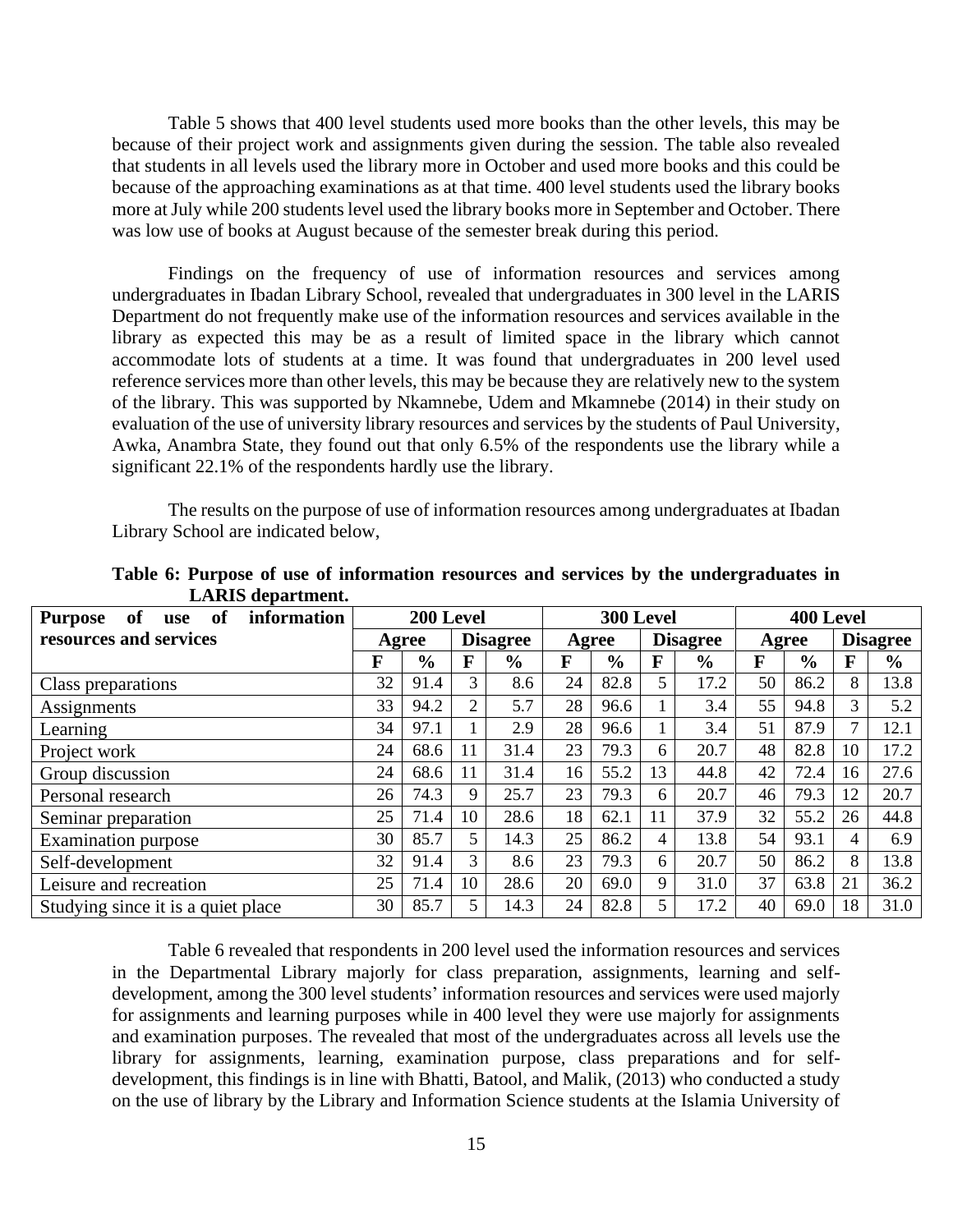Table 5 shows that 400 level students used more books than the other levels, this may be because of their project work and assignments given during the session. The table also revealed that students in all levels used the library more in October and used more books and this could be because of the approaching examinations as at that time. 400 level students used the library books more at July while 200 students level used the library books more in September and October. There was low use of books at August because of the semester break during this period.

Findings on the frequency of use of information resources and services among undergraduates in Ibadan Library School, revealed that undergraduates in 300 level in the LARIS Department do not frequently make use of the information resources and services available in the library as expected this may be as a result of limited space in the library which cannot accommodate lots of students at a time. It was found that undergraduates in 200 level used reference services more than other levels, this may be because they are relatively new to the system of the library. This was supported by Nkamnebe, Udem and Mkamnebe (2014) in their study on evaluation of the use of university library resources and services by the students of Paul University, Awka, Anambra State, they found out that only 6.5% of the respondents use the library while a significant 22.1% of the respondents hardly use the library.

The results on the purpose of use of information resources among undergraduates at Ibadan Library School are indicated below,

**Table 6: Purpose of use of information resources and services by the undergraduates in LARIS department.**

| Purpose of use of information resources and services | 200 Level | | | | 300 Level | | | | 400 Level | | | |
|---|---|---|---|---|---|---|---|---|---|---|---|---|
| | Agree | | Disagree | | Agree | | Disagree | | Agree | | Disagree | |
| | F | % | F | % | F | % | F | % | F | % | F | % |
| Class preparations | 32 | 91.4 | 3 | 8.6 | 24 | 82.8 | 5 | 17.2 | 50 | 86.2 | 8 | 13.8 |
| Assignments | 33 | 94.2 | 2 | 5.7 | 28 | 96.6 | 1 | 3.4 | 55 | 94.8 | 3 | 5.2 |
| Learning | 34 | 97.1 | 1 | 2.9 | 28 | 96.6 | 1 | 3.4 | 51 | 87.9 | 7 | 12.1 |
| Project work | 24 | 68.6 | 11 | 31.4 | 23 | 79.3 | 6 | 20.7 | 48 | 82.8 | 10 | 17.2 |
| Group discussion | 24 | 68.6 | 11 | 31.4 | 16 | 55.2 | 13 | 44.8 | 42 | 72.4 | 16 | 27.6 |
| Personal research | 26 | 74.3 | 9 | 25.7 | 23 | 79.3 | 6 | 20.7 | 46 | 79.3 | 12 | 20.7 |
| Seminar preparation | 25 | 71.4 | 10 | 28.6 | 18 | 62.1 | 11 | 37.9 | 32 | 55.2 | 26 | 44.8 |
| Examination purpose | 30 | 85.7 | 5 | 14.3 | 25 | 86.2 | 4 | 13.8 | 54 | 93.1 | 4 | 6.9 |
| Self-development | 32 | 91.4 | 3 | 8.6 | 23 | 79.3 | 6 | 20.7 | 50 | 86.2 | 8 | 13.8 |
| Leisure and recreation | 25 | 71.4 | 10 | 28.6 | 20 | 69.0 | 9 | 31.0 | 37 | 63.8 | 21 | 36.2 |
| Studying since it is a quiet place | 30 | 85.7 | 5 | 14.3 | 24 | 82.8 | 5 | 17.2 | 40 | 69.0 | 18 | 31.0 |

Table 6 revealed that respondents in 200 level used the information resources and services in the Departmental Library majorly for class preparation, assignments, learning and self-development, among the 300 level students' information resources and services were used majorly for assignments and learning purposes while in 400 level they were use majorly for assignments and examination purposes. The revealed that most of the undergraduates across all levels use the library for assignments, learning, examination purpose, class preparations and for self-development, this findings is in line with Bhatti, Batool, and Malik, (2013) who conducted a study on the use of library by the Library and Information Science students at the Islamia University of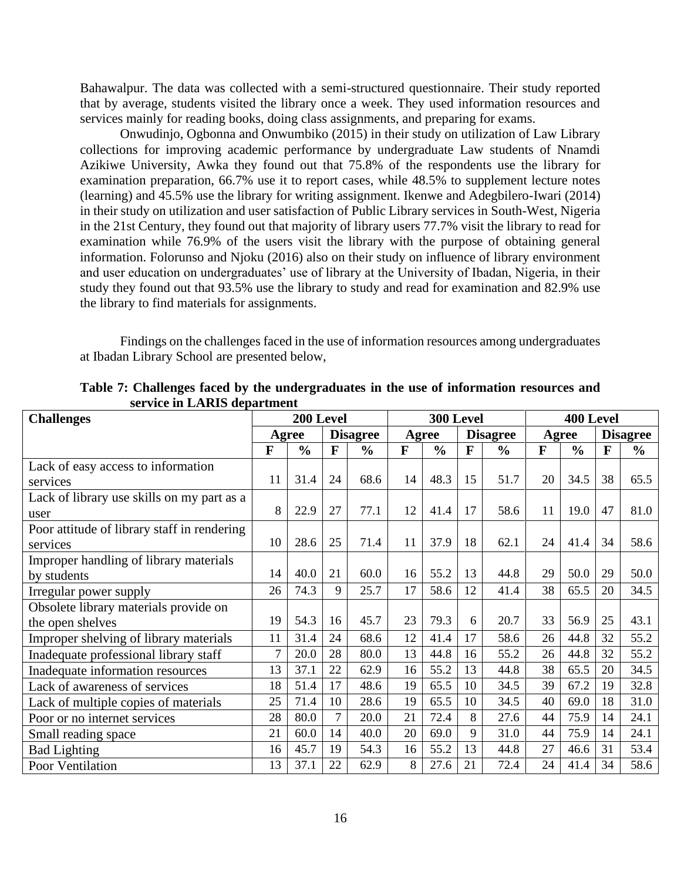Bahawalpur. The data was collected with a semi-structured questionnaire. Their study reported that by average, students visited the library once a week. They used information resources and services mainly for reading books, doing class assignments, and preparing for exams.

Onwudinjo, Ogbonna and Onwumbiko (2015) in their study on utilization of Law Library collections for improving academic performance by undergraduate Law students of Nnamdi Azikiwe University, Awka they found out that 75.8% of the respondents use the library for examination preparation, 66.7% use it to report cases, while 48.5% to supplement lecture notes (learning) and 45.5% use the library for writing assignment. Ikenwe and Adegbilero-Iwari (2014) in their study on utilization and user satisfaction of Public Library services in South-West, Nigeria in the 21st Century, they found out that majority of library users 77.7% visit the library to read for examination while 76.9% of the users visit the library with the purpose of obtaining general information. Folorunso and Njoku (2016) also on their study on influence of library environment and user education on undergraduates' use of library at the University of Ibadan, Nigeria, in their study they found out that 93.5% use the library to study and read for examination and 82.9% use the library to find materials for assignments.

Findings on the challenges faced in the use of information resources among undergraduates at Ibadan Library School are presented below,

**Table 7: Challenges faced by the undergraduates in the use of information resources and service in LARIS department**

| Challenges | 200 Level | | | | 300 Level | | | | 400 Level | | | |
|---|---|---|---|---|---|---|---|---|---|---|---|---|
| | Agree | | Disagree | | Agree | | Disagree | | Agree | | Disagree | |
| | F | % | F | % | F | % | F | % | F | % | F | % |
| Lack of easy access to information services | 11 | 31.4 | 24 | 68.6 | 14 | 48.3 | 15 | 51.7 | 20 | 34.5 | 38 | 65.5 |
| Lack of library use skills on my part as a user | 8 | 22.9 | 27 | 77.1 | 12 | 41.4 | 17 | 58.6 | 11 | 19.0 | 47 | 81.0 |
| Poor attitude of library staff in rendering services | 10 | 28.6 | 25 | 71.4 | 11 | 37.9 | 18 | 62.1 | 24 | 41.4 | 34 | 58.6 |
| Improper handling of library materials by students | 14 | 40.0 | 21 | 60.0 | 16 | 55.2 | 13 | 44.8 | 29 | 50.0 | 29 | 50.0 |
| Irregular power supply | 26 | 74.3 | 9 | 25.7 | 17 | 58.6 | 12 | 41.4 | 38 | 65.5 | 20 | 34.5 |
| Obsolete library materials provide on the open shelves | 19 | 54.3 | 16 | 45.7 | 23 | 79.3 | 6 | 20.7 | 33 | 56.9 | 25 | 43.1 |
| Improper shelving of library materials | 11 | 31.4 | 24 | 68.6 | 12 | 41.4 | 17 | 58.6 | 26 | 44.8 | 32 | 55.2 |
| Inadequate professional library staff | 7 | 20.0 | 28 | 80.0 | 13 | 44.8 | 16 | 55.2 | 26 | 44.8 | 32 | 55.2 |
| Inadequate information resources | 13 | 37.1 | 22 | 62.9 | 16 | 55.2 | 13 | 44.8 | 38 | 65.5 | 20 | 34.5 |
| Lack of awareness of services | 18 | 51.4 | 17 | 48.6 | 19 | 65.5 | 10 | 34.5 | 39 | 67.2 | 19 | 32.8 |
| Lack of multiple copies of materials | 25 | 71.4 | 10 | 28.6 | 19 | 65.5 | 10 | 34.5 | 40 | 69.0 | 18 | 31.0 |
| Poor or no internet services | 28 | 80.0 | 7 | 20.0 | 21 | 72.4 | 8 | 27.6 | 44 | 75.9 | 14 | 24.1 |
| Small reading space | 21 | 60.0 | 14 | 40.0 | 20 | 69.0 | 9 | 31.0 | 44 | 75.9 | 14 | 24.1 |
| Bad Lighting | 16 | 45.7 | 19 | 54.3 | 16 | 55.2 | 13 | 44.8 | 27 | 46.6 | 31 | 53.4 |
| Poor Ventilation | 13 | 37.1 | 22 | 62.9 | 8 | 27.6 | 21 | 72.4 | 24 | 41.4 | 34 | 58.6 |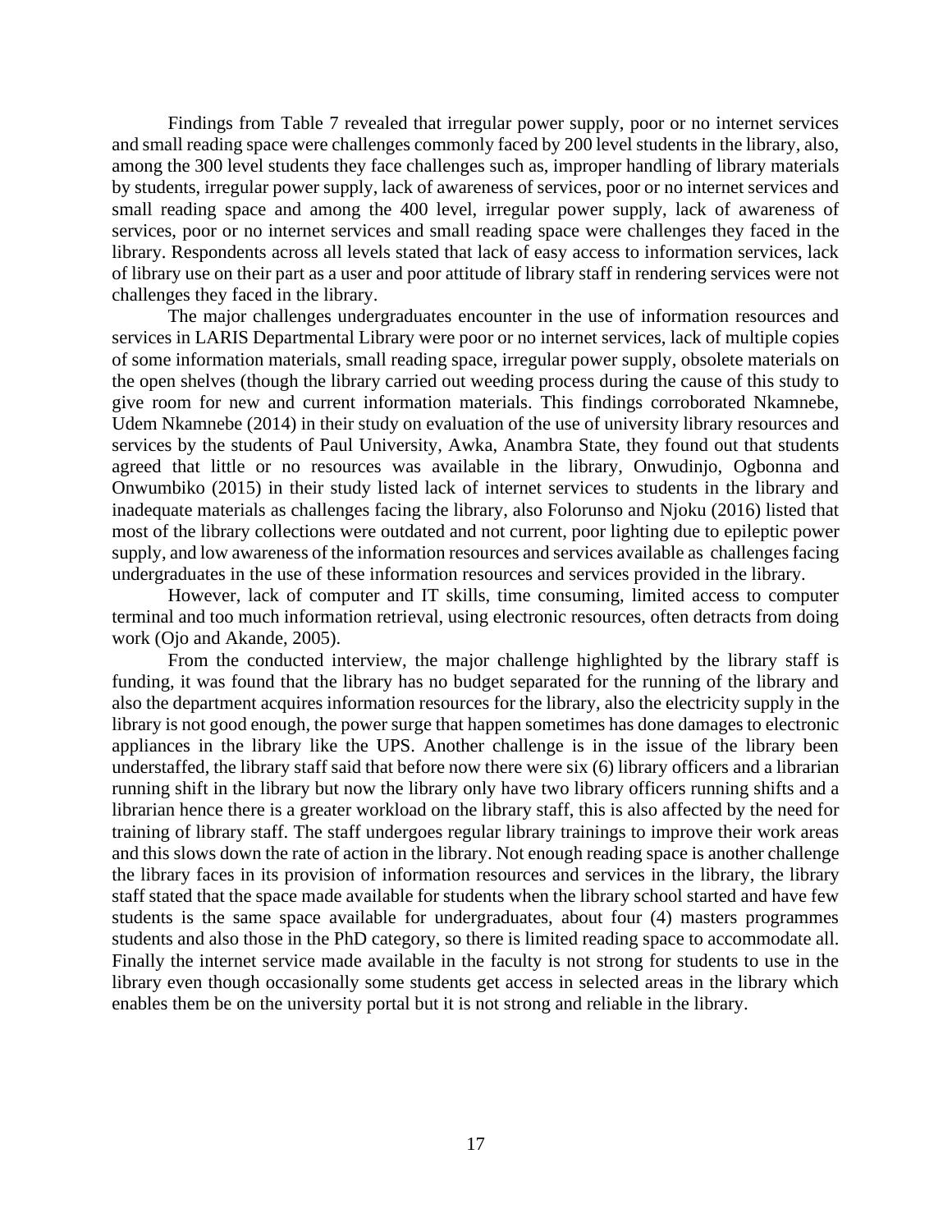Findings from Table 7 revealed that irregular power supply, poor or no internet services and small reading space were challenges commonly faced by 200 level students in the library, also, among the 300 level students they face challenges such as, improper handling of library materials by students, irregular power supply, lack of awareness of services, poor or no internet services and small reading space and among the 400 level, irregular power supply, lack of awareness of services, poor or no internet services and small reading space were challenges they faced in the library. Respondents across all levels stated that lack of easy access to information services, lack of library use on their part as a user and poor attitude of library staff in rendering services were not challenges they faced in the library.

The major challenges undergraduates encounter in the use of information resources and services in LARIS Departmental Library were poor or no internet services, lack of multiple copies of some information materials, small reading space, irregular power supply, obsolete materials on the open shelves (though the library carried out weeding process during the cause of this study to give room for new and current information materials. This findings corroborated Nkamnebe, Udem Nkamnebe (2014) in their study on evaluation of the use of university library resources and services by the students of Paul University, Awka, Anambra State, they found out that students agreed that little or no resources was available in the library, Onwudinjo, Ogbonna and Onwumbiko (2015) in their study listed lack of internet services to students in the library and inadequate materials as challenges facing the library, also Folorunso and Njoku (2016) listed that most of the library collections were outdated and not current, poor lighting due to epileptic power supply, and low awareness of the information resources and services available as challenges facing undergraduates in the use of these information resources and services provided in the library.

However, lack of computer and IT skills, time consuming, limited access to computer terminal and too much information retrieval, using electronic resources, often detracts from doing work (Ojo and Akande, 2005).

From the conducted interview, the major challenge highlighted by the library staff is funding, it was found that the library has no budget separated for the running of the library and also the department acquires information resources for the library, also the electricity supply in the library is not good enough, the power surge that happen sometimes has done damages to electronic appliances in the library like the UPS. Another challenge is in the issue of the library been understaffed, the library staff said that before now there were six (6) library officers and a librarian running shift in the library but now the library only have two library officers running shifts and a librarian hence there is a greater workload on the library staff, this is also affected by the need for training of library staff. The staff undergoes regular library trainings to improve their work areas and this slows down the rate of action in the library. Not enough reading space is another challenge the library faces in its provision of information resources and services in the library, the library staff stated that the space made available for students when the library school started and have few students is the same space available for undergraduates, about four (4) masters programmes students and also those in the PhD category, so there is limited reading space to accommodate all. Finally the internet service made available in the faculty is not strong for students to use in the library even though occasionally some students get access in selected areas in the library which enables them be on the university portal but it is not strong and reliable in the library.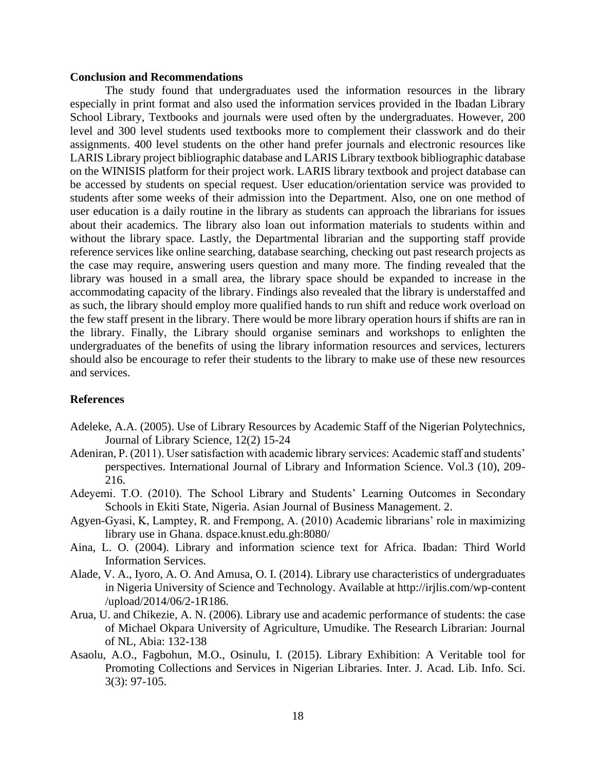**Conclusion and Recommendations**

The study found that undergraduates used the information resources in the library especially in print format and also used the information services provided in the Ibadan Library School Library, Textbooks and journals were used often by the undergraduates. However, 200 level and 300 level students used textbooks more to complement their classwork and do their assignments. 400 level students on the other hand prefer journals and electronic resources like LARIS Library project bibliographic database and LARIS Library textbook bibliographic database on the WINISIS platform for their project work. LARIS library textbook and project database can be accessed by students on special request. User education/orientation service was provided to students after some weeks of their admission into the Department. Also, one on one method of user education is a daily routine in the library as students can approach the librarians for issues about their academics. The library also loan out information materials to students within and without the library space. Lastly, the Departmental librarian and the supporting staff provide reference services like online searching, database searching, checking out past research projects as the case may require, answering users question and many more. The finding revealed that the library was housed in a small area, the library space should be expanded to increase in the accommodating capacity of the library. Findings also revealed that the library is understaffed and as such, the library should employ more qualified hands to run shift and reduce work overload on the few staff present in the library. There would be more library operation hours if shifts are ran in the library. Finally, the Library should organise seminars and workshops to enlighten the undergraduates of the benefits of using the library information resources and services, lecturers should also be encourage to refer their students to the library to make use of these new resources and services.

**References**

Adeleke, A.A. (2005). Use of Library Resources by Academic Staff of the Nigerian Polytechnics, Journal of Library Science, 12(2) 15-24

Adeniran, P. (2011). User satisfaction with academic library services: Academic staff and students' perspectives. International Journal of Library and Information Science. Vol.3 (10), 209-216.

Adeyemi. T.O. (2010). The School Library and Students' Learning Outcomes in Secondary Schools in Ekiti State, Nigeria. Asian Journal of Business Management. 2.

Agyen-Gyasi, K, Lamptey, R. and Frempong, A. (2010) Academic librarians' role in maximizing library use in Ghana. dspace.knust.edu.gh:8080/

Aina, L. O. (2004). Library and information science text for Africa. Ibadan: Third World Information Services.

Alade, V. A., Iyoro, A. O. And Amusa, O. I. (2014). Library use characteristics of undergraduates in Nigeria University of Science and Technology. Available at http://irjlis.com/wp-content /upload/2014/06/2-1R186.

Arua, U. and Chikezie, A. N. (2006). Library use and academic performance of students: the case of Michael Okpara University of Agriculture, Umudike. The Research Librarian: Journal of NL, Abia: 132-138

Asaolu, A.O., Fagbohun, M.O., Osinulu, I. (2015). Library Exhibition: A Veritable tool for Promoting Collections and Services in Nigerian Libraries. Inter. J. Acad. Lib. Info. Sci. 3(3): 97-105.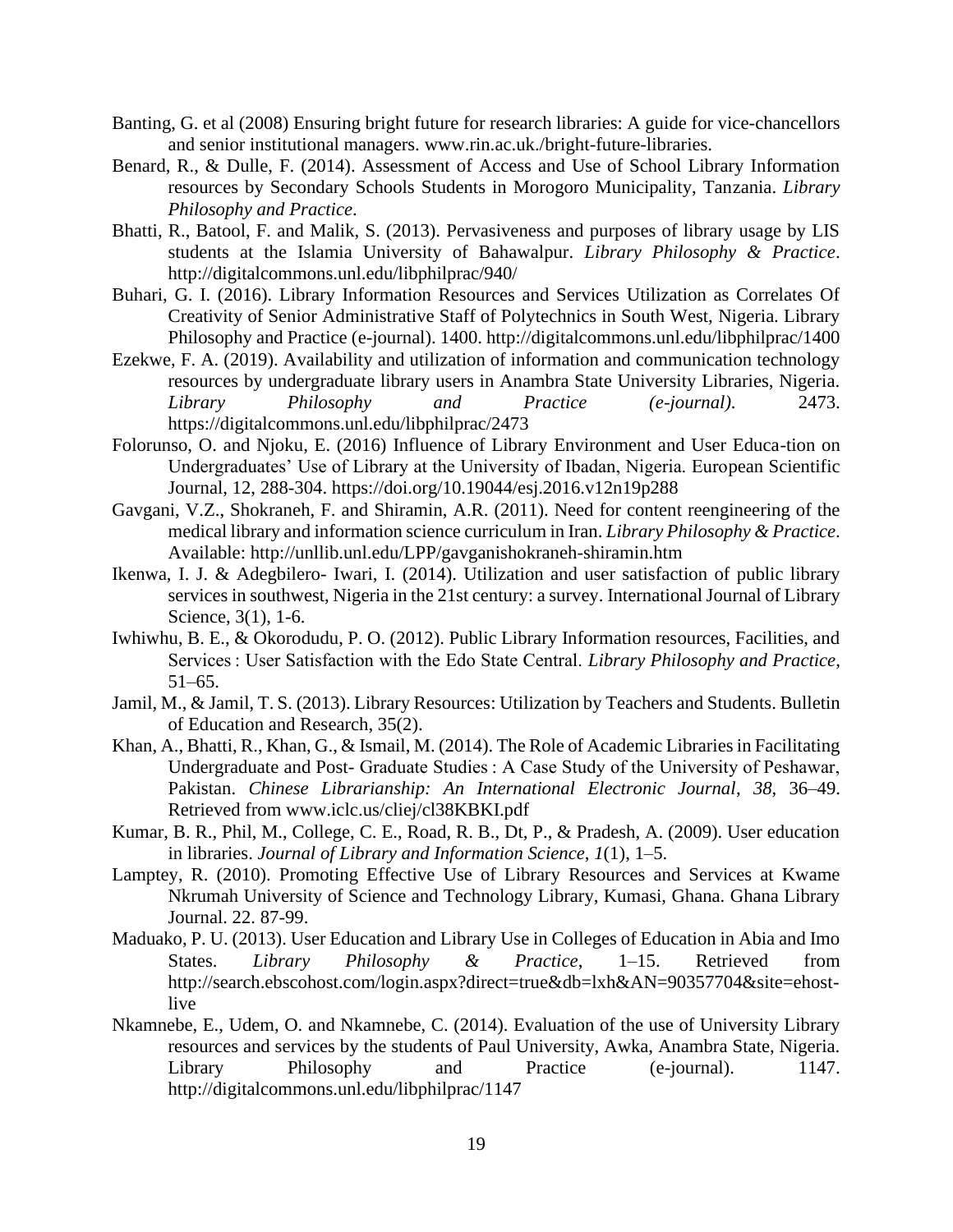Banting, G. et al (2008) Ensuring bright future for research libraries: A guide for vice-chancellors and senior institutional managers. www.rin.ac.uk./bright-future-libraries.

Benard, R., & Dulle, F. (2014). Assessment of Access and Use of School Library Information resources by Secondary Schools Students in Morogoro Municipality, Tanzania. *Library Philosophy and Practice*.

Bhatti, R., Batool, F. and Malik, S. (2013). Pervasiveness and purposes of library usage by LIS students at the Islamia University of Bahawalpur. *Library Philosophy & Practice*. http://digitalcommons.unl.edu/libphilprac/940/

Buhari, G. I. (2016). Library Information Resources and Services Utilization as Correlates Of Creativity of Senior Administrative Staff of Polytechnics in South West, Nigeria. Library Philosophy and Practice (e-journal). 1400. http://digitalcommons.unl.edu/libphilprac/1400

Ezekwe, F. A. (2019). Availability and utilization of information and communication technology resources by undergraduate library users in Anambra State University Libraries, Nigeria. *Library Philosophy and Practice (e-journal)*. 2473. https://digitalcommons.unl.edu/libphilprac/2473

Folorunso, O. and Njoku, E. (2016) Influence of Library Environment and User Educa-tion on Undergraduates' Use of Library at the University of Ibadan, Nigeria. European Scientific Journal, 12, 288-304. https://doi.org/10.19044/esj.2016.v12n19p288

Gavgani, V.Z., Shokraneh, F. and Shiramin, A.R. (2011). Need for content reengineering of the medical library and information science curriculum in Iran. *Library Philosophy & Practice*. Available: http://unllib.unl.edu/LPP/gavganishokraneh-shiramin.htm

Ikenwa, I. J. & Adegbilero- Iwari, I. (2014). Utilization and user satisfaction of public library services in southwest, Nigeria in the 21st century: a survey. International Journal of Library Science, 3(1), 1-6.

Iwhiwhu, B. E., & Okorodudu, P. O. (2012). Public Library Information resources, Facilities, and Services : User Satisfaction with the Edo State Central. *Library Philosophy and Practice*, 51–65.

Jamil, M., & Jamil, T. S. (2013). Library Resources: Utilization by Teachers and Students. Bulletin of Education and Research, 35(2).

Khan, A., Bhatti, R., Khan, G., & Ismail, M. (2014). The Role of Academic Libraries in Facilitating Undergraduate and Post- Graduate Studies : A Case Study of the University of Peshawar, Pakistan. *Chinese Librarianship: An International Electronic Journal*, *38*, 36–49. Retrieved from www.iclc.us/cliej/cl38KBKI.pdf

Kumar, B. R., Phil, M., College, C. E., Road, R. B., Dt, P., & Pradesh, A. (2009). User education in libraries. *Journal of Library and Information Science*, *1*(1), 1–5.

Lamptey, R. (2010). Promoting Effective Use of Library Resources and Services at Kwame Nkrumah University of Science and Technology Library, Kumasi, Ghana. Ghana Library Journal. 22. 87-99.

Maduako, P. U. (2013). User Education and Library Use in Colleges of Education in Abia and Imo States. *Library Philosophy & Practice*, 1–15. Retrieved from http://search.ebscohost.com/login.aspx?direct=true&db=lxh&AN=90357704&site=ehost-live

Nkamnebe, E., Udem, O. and Nkamnebe, C. (2014). Evaluation of the use of University Library resources and services by the students of Paul University, Awka, Anambra State, Nigeria. Library Philosophy and Practice (e-journal). 1147. http://digitalcommons.unl.edu/libphilprac/1147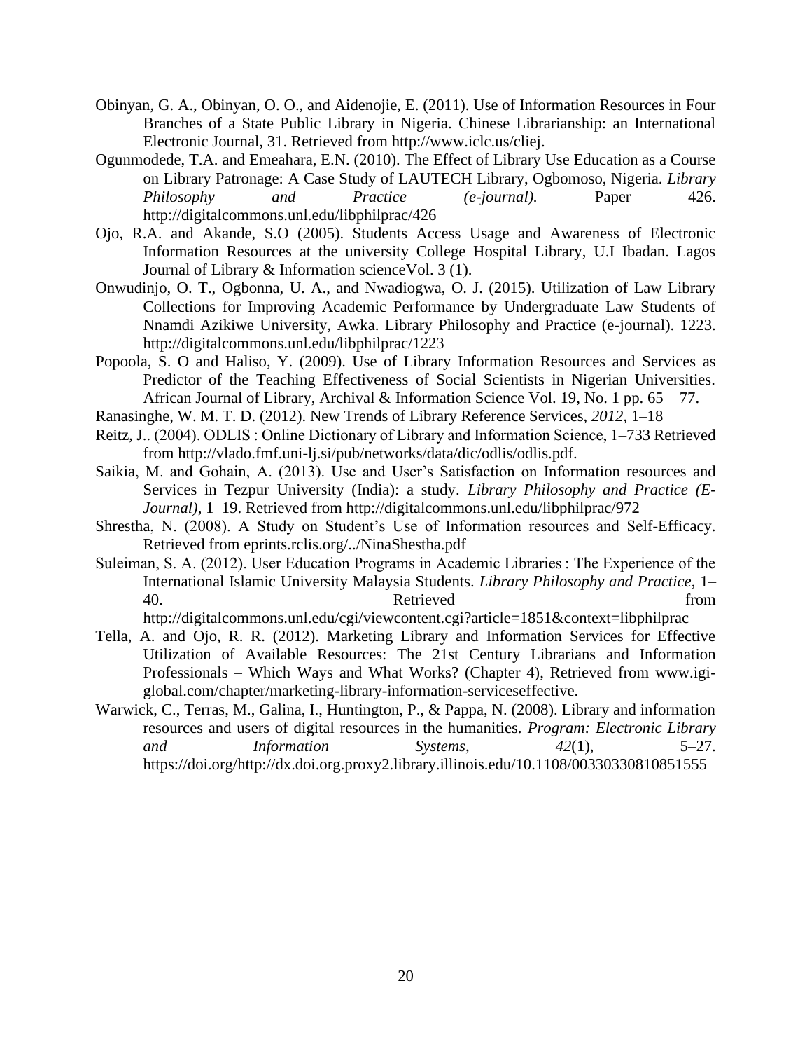Obinyan, G. A., Obinyan, O. O., and Aidenojie, E. (2011). Use of Information Resources in Four Branches of a State Public Library in Nigeria. Chinese Librarianship: an International Electronic Journal, 31. Retrieved from http://www.iclc.us/cliej.

Ogunmodede, T.A. and Emeahara, E.N. (2010). The Effect of Library Use Education as a Course on Library Patronage: A Case Study of LAUTECH Library, Ogbomoso, Nigeria. *Library Philosophy and Practice (e-journal).* Paper 426. http://digitalcommons.unl.edu/libphilprac/426

Ojo, R.A. and Akande, S.O (2005). Students Access Usage and Awareness of Electronic Information Resources at the university College Hospital Library, U.I Ibadan. Lagos Journal of Library & Information scienceVol. 3 (1).

Onwudinjo, O. T., Ogbonna, U. A., and Nwadiogwa, O. J. (2015). Utilization of Law Library Collections for Improving Academic Performance by Undergraduate Law Students of Nnamdi Azikiwe University, Awka. Library Philosophy and Practice (e-journal). 1223. http://digitalcommons.unl.edu/libphilprac/1223

Popoola, S. O and Haliso, Y. (2009). Use of Library Information Resources and Services as Predictor of the Teaching Effectiveness of Social Scientists in Nigerian Universities. African Journal of Library, Archival & Information Science Vol. 19, No. 1 pp. 65 – 77.

Ranasinghe, W. M. T. D. (2012). New Trends of Library Reference Services, *2012*, 1–18

Reitz, J.. (2004). ODLIS : Online Dictionary of Library and Information Science, 1–733 Retrieved from http://vlado.fmf.uni-lj.si/pub/networks/data/dic/odlis/odlis.pdf.

Saikia, M. and Gohain, A. (2013). Use and User's Satisfaction on Information resources and Services in Tezpur University (India): a study. *Library Philosophy and Practice (E-Journal)*, 1–19. Retrieved from http://digitalcommons.unl.edu/libphilprac/972

Shrestha, N. (2008). A Study on Student's Use of Information resources and Self-Efficacy. Retrieved from eprints.rclis.org/../NinaShestha.pdf

Suleiman, S. A. (2012). User Education Programs in Academic Libraries : The Experience of the International Islamic University Malaysia Students. *Library Philosophy and Practice*, 1–40. Retrieved from http://digitalcommons.unl.edu/cgi/viewcontent.cgi?article=1851&context=libphilprac

Tella, A. and Ojo, R. R. (2012). Marketing Library and Information Services for Effective Utilization of Available Resources: The 21st Century Librarians and Information Professionals – Which Ways and What Works? (Chapter 4), Retrieved from www.igi-global.com/chapter/marketing-library-information-serviceseffective.

Warwick, C., Terras, M., Galina, I., Huntington, P., & Pappa, N. (2008). Library and information resources and users of digital resources in the humanities. *Program: Electronic Library and Information Systems*, *42*(1), 5–27. https://doi.org/http://dx.doi.org.proxy2.library.illinois.edu/10.1108/00330330810851555